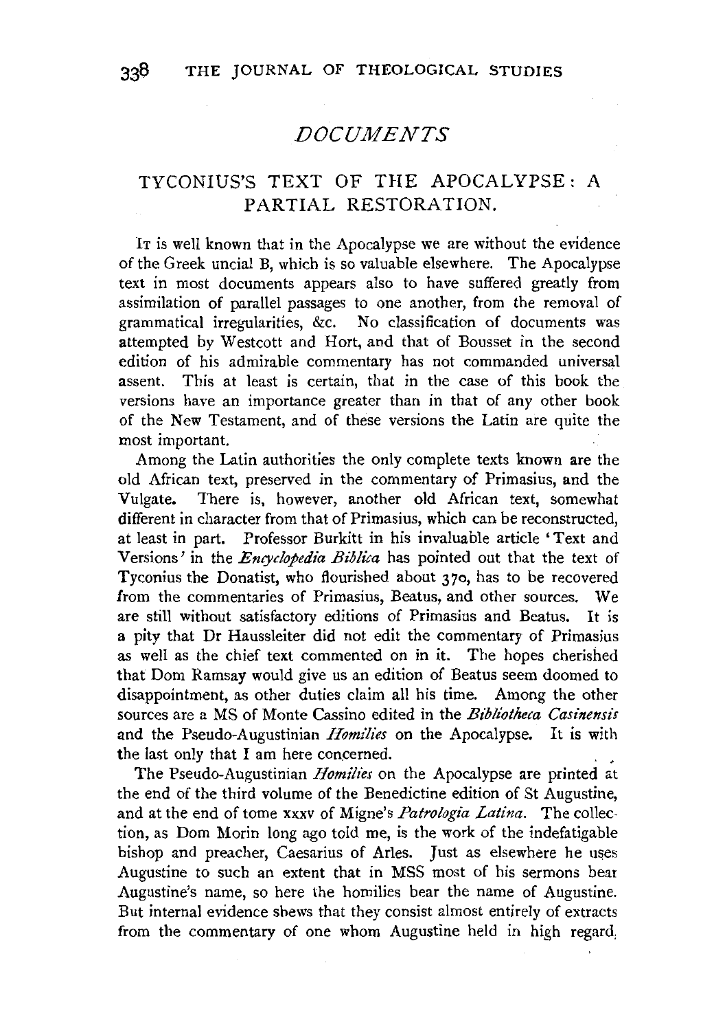## *DOCUMENTS*

### TYCONIUS'S TEXT OF THE APOCALYPSE: A PARTIAL RESTORATION.

It is well known that in the Apocalypse we are without the evidence of the Greek uncial B, which is so valuable elsewhere. The Apocalypse text in most documents appears also to have suffered greatly from assimilation of parallel passages to one another, from the removal of grammatical irregularities, &c. No classification of documents was attempted by Westcott and Hort, and that of Bousset in the second edition of his admirable commentary has not commanded universal assent. This at least is certain, that in the case of this book the versions have an importance greater than in that of any other book of the New Testament, and of these versions the Latin are quite the most important.

Among the Latin authorities the only complete texts known are the old African text, preserved in the commentary of Primasius, and the Vulgate. There is, however, another old African text, somewhat different in character from that of Primasius, which can be reconstructed, at least in part. Professor Burkitt in his invaluable article 'Text and Versions' in the *Encyclopedia Biblica* has pointed out that the text of Tyconius the Donatist, who flourished about 370, has to be recovered from the commentaries of Primasius, Beatus, and other sources. We are still without satisfactory editions of Primasius and Beatus. It is a pity that Dr Haussleiter did not edit the commentary of Primasius as well as the chief text commented on in it. The hopes cherished that Dom Ramsay would give us an edition of Beatus seem doomed to disappointment, as other duties claim all his time. Among the other sources are a MS of Monte Cassino edited in the *Bibliotheca Casinensis* and the Pseudo-Augustinian *Homilies* on the Apocalypse. It is with the last only that I am here concerned.

The Pseudo-Augustinian *Homilies* on the Apocalypse are printed at the end of the third volume of the Benedictine edition of St Augustine, and at the end of tome xxxv of Migne's *Patrologia Latina*. The collection, as Dom Morin long ago told me, is the work of the indefatigable bishop and preacher, Caesarius of Arles. Just as elsewhere he uses Augustine to such an extent that in MSS most of his sermons bear Augustine's name, so here the homilies bear the name of Augustine. But internal evidence shews that they consist almost entirely of extracts from the commentary of one whom Augustine held in high regard,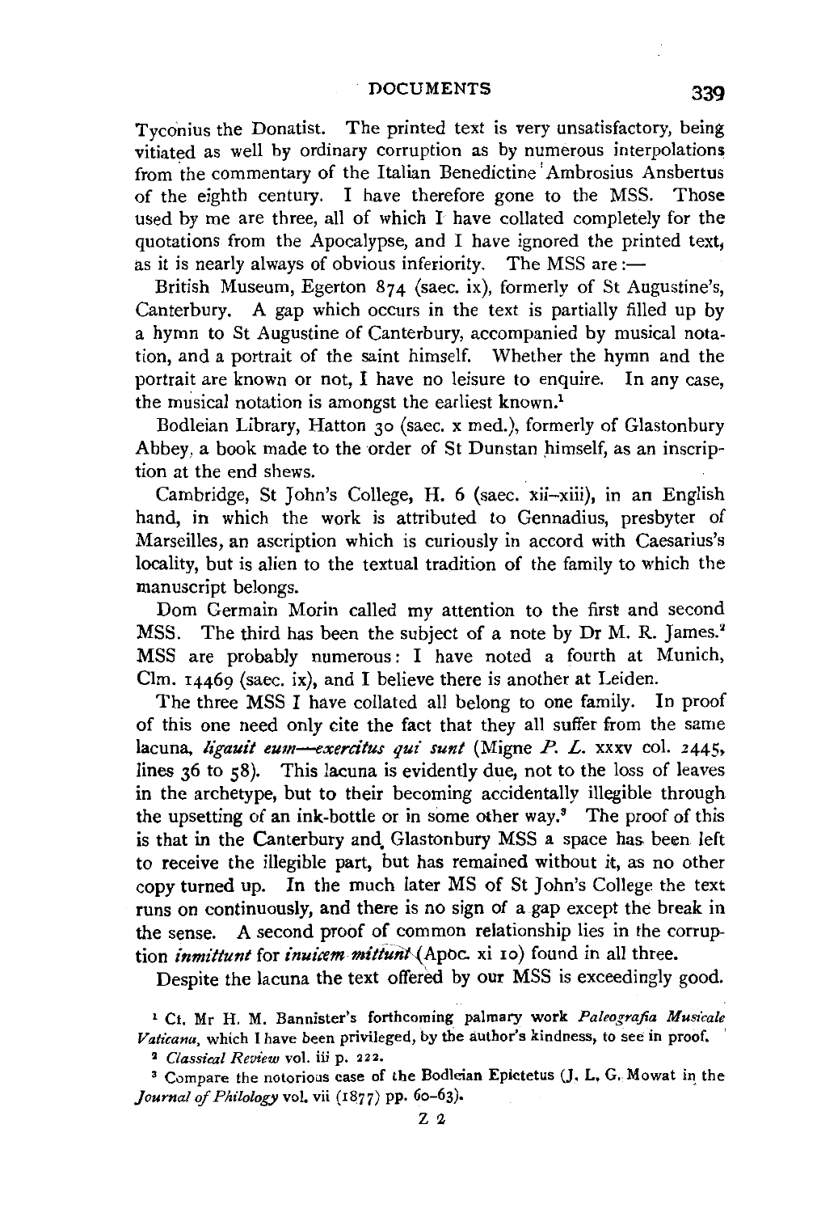Tyconius the Donatist. The printed text is very unsatisfactory, being vitiated as well by ordinary corruption as by numerous interpolations from the commentary of the Italian Benedictine Ambrosius Ansbertus of the eighth century. I have therefore gone to the MSS. Those used by me are three, all of which I have collated completely for the quotations from the Apocalypse, and I have ignored the printed text, as it is nearly always of obvious inferiority. The MSS are :—

British Museum, Egerton 874 (saec. ix), formerly of St Augustine's, Canterbury. A gap which occurs in the text is partially filled up by a hymn to St Augustine of Canterbury, accompanied by musical notation, and a portrait of the saint himself. Whether the hymn and the portrait are known or not, I have no leisure to enquire. In any case, the musical notation is amongst the earliest known.[1]

Bodleian Library, Hatton 30 (saec. x med.), formerly of Glastonbury Abbey, a book made to the order of St Dunstan himself, as an inscription at the end shews.

Cambridge, St John's College, H. 6 (saec. xii–xiii), in an English hand, in which the work is attributed to Gennadius, presbyter of Marseilles, an ascription which is curiously in accord with Caesarius's locality, but is alien to the textual tradition of the family to which the manuscript belongs.

Dom Germain Morin called my attention to the first and second MSS. The third has been the subject of a note by Dr M. R. James.[2] MSS are probably numerous: I have noted a fourth at Munich, Clm. 14469 (saec. ix), and I believe there is another at Leiden.

The three MSS I have collated all belong to one family. In proof of this one need only cite the fact that they all suffer from the same lacuna, *ligauit eum—exercitus qui sunt* (Migne *P. L.* xxxv col. 2445, lines 36 to 58). This lacuna is evidently due, not to the loss of leaves in the archetype, but to their becoming accidentally illegible through the upsetting of an ink-bottle or in some other way.[3] The proof of this is that in the Canterbury and Glastonbury MSS a space has been left to receive the illegible part, but has remained without it, as no other copy turned up. In the much later MS of St John's College the text runs on continuously, and there is no sign of a gap except the break in the sense. A second proof of common relationship lies in the corruption *inmittunt* for *inuicem mittunt* (Apoc. xi 10) found in all three.

Despite the lacuna the text offered by our MSS is exceedingly good.

[1] Cf. Mr H. M. Bannister's forthcoming palmary work *Paleografia Musicale Vaticana*, which I have been privileged, by the author's kindness, to see in proof.

[2] *Classical Review* vol. iii p. 222.

[3] Compare the notorious case of the Bodleian Epictetus (J. L. G. Mowat in the *Journal of Philology* vol. vii (1877) pp. 60–63).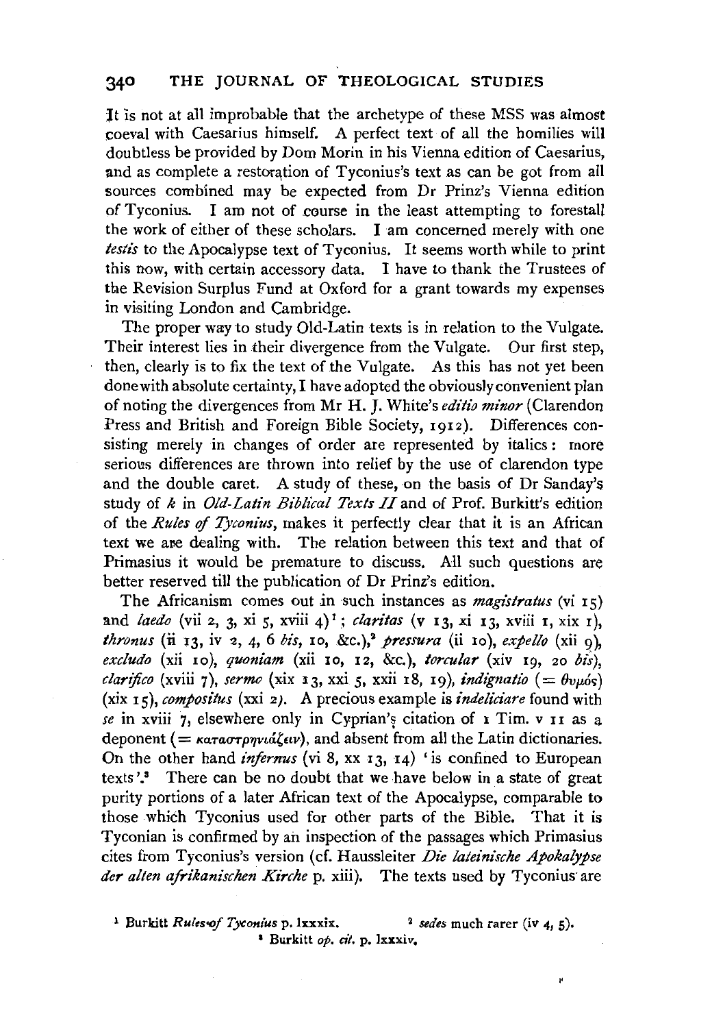It is not at all improbable that the archetype of these MSS was almost coeval with Caesarius himself. A perfect text of all the homilies will doubtless be provided by Dom Morin in his Vienna edition of Caesarius, and as complete a restoration of Tyconius's text as can be got from all sources combined may be expected from Dr Prinz's Vienna edition of Tyconius. I am not of course in the least attempting to forestall the work of either of these scholars. I am concerned merely with one *testis* to the Apocalypse text of Tyconius. It seems worth while to print this now, with certain accessory data. I have to thank the Trustees of the Revision Surplus Fund at Oxford for a grant towards my expenses in visiting London and Cambridge.

The proper way to study Old-Latin texts is in relation to the Vulgate. Their interest lies in their divergence from the Vulgate. Our first step, then, clearly is to fix the text of the Vulgate. As this has not yet been done with absolute certainty, I have adopted the obviously convenient plan of noting the divergences from Mr H. J. White's *editio minor* (Clarendon Press and British and Foreign Bible Society, 1912). Differences consisting merely in changes of order are represented by italics: more serious differences are thrown into relief by the use of clarendon type and the double caret. A study of these, on the basis of Dr Sanday's study of *k* in *Old-Latin Biblical Texts II* and of Prof. Burkitt's edition of the *Rules of Tyconius*, makes it perfectly clear that it is an African text we are dealing with. The relation between this text and that of Primasius it would be premature to discuss. All such questions are better reserved till the publication of Dr Prinz's edition.

The Africanism comes out in such instances as *magistratus* (vi 15) and *laedo* (vii 2, 3, xi 5, xviii 4)[1]; *claritas* (v 13, xi 13, xviii 1, xix 1), *thronus* (ii 13, iv 2, 4, 6 *bis*, 10, &c.),[2] *pressura* (ii 10), *expello* (xii 9), *excludo* (xii 10), *quoniam* (xii 10, 12, &c.), *torcular* (xiv 19, 20 *bis*), *clarifico* (xviii 7), *sermo* (xix 13, xxi 5, xxii 18, 19), *indignatio* (= θυμός) (xix 15), *compositus* (xxi 2). A precious example is *indeliciare* found with *se* in xviii 7, elsewhere only in Cyprian's citation of 1 Tim. v 11 as a deponent (= καταστρηνιάζειν), and absent from all the Latin dictionaries. On the other hand *infernus* (vi 8, xx 13, 14) 'is confined to European texts'.[3] There can be no doubt that we have below in a state of great purity portions of a later African text of the Apocalypse, comparable to those which Tyconius used for other parts of the Bible. That it is Tyconian is confirmed by an inspection of the passages which Primasius cites from Tyconius's version (cf. Haussleiter *Die lateinische Apokalypse der alten afrikanischen Kirche* p. xiii). The texts used by Tyconius are

[1] Burkitt *Rules of Tyconius* p. lxxxix.

[2] *sedes* much rarer (iv 4, 5).

[3] Burkitt *op. cit.* p. lxxxiv.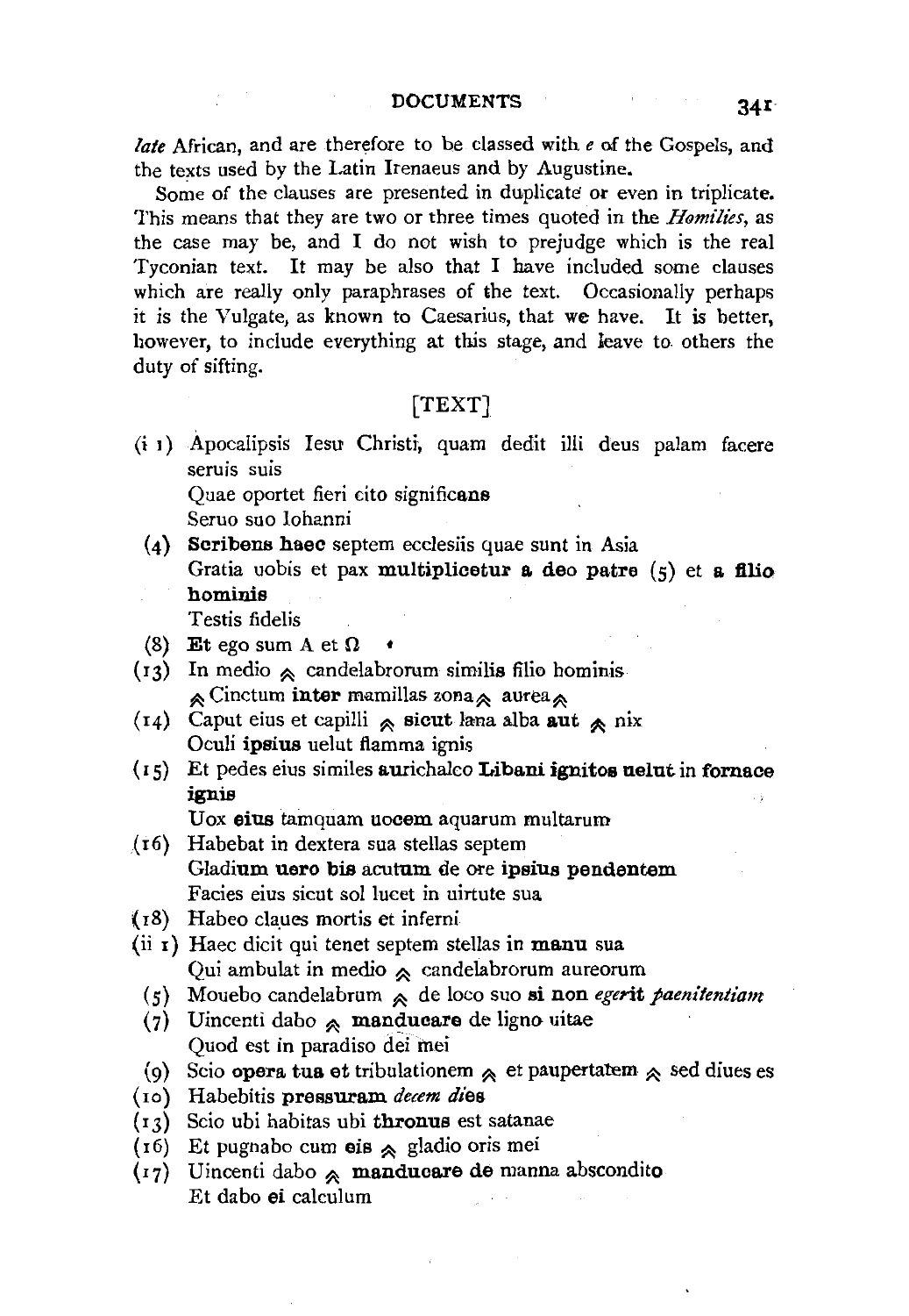*late* African, and are therefore to be classed with *e* of the Gospels, and the texts used by the Latin Irenaeus and by Augustine.

Some of the clauses are presented in duplicate or even in triplicate. This means that they are two or three times quoted in the *Homilies*, as the case may be, and I do not wish to prejudge which is the real Tyconian text. It may be also that I have included some clauses which are really only paraphrases of the text. Occasionally perhaps it is the Vulgate, as known to Caesarius, that we have. It is better, however, to include everything at this stage, and leave to others the duty of sifting.

[TEXT]

(i 1) Apocalipsis Iesu Christi, quam dedit illi deus palam facere seruis suis
Quae oportet fieri cito signific**ans**
Seruo suo Iohanni

(4) **Scribens haec** septem ecclesiis quae sunt in Asia
Gratia uobis et pax **multiplicetur a deo patre** (5) et **a filio hominis**
Testis fidelis

(8) **Et** ego sum A et Ω

(13) In medio ⩓ candelabrorum simili**s** filio hominis
⩓ Cinctum **inter** mamillas zona ⩓ aurea ⩓

(14) Caput eius et capilli ⩓ **sicut** lana alba **aut** ⩓ nix
Oculi **ipsius** uelut flamma ignis

(15) Et pedes eius similes **aurichalco Libani ignitos uelut** in **fornace ignis**
Uox **eius** tamquam uoc**em** aquarum multarum

(16) Habebat in dextera sua stellas septem
Gladi**um uero bis** acutum de ore **ipsius pendentem**
Facies eius sicut sol lucet in uirtute sua

(18) Habeo claues mortis et inferni

(ii 1) Haec dicit qui tenet septem stellas **in manu** sua
Qui ambulat in medio ⩓ candelabrorum aureorum

(5) Mouebo candelabrum ⩓ de loco suo **si non** *eger***it** *paenitentiam*

(7) Uincenti dabo ⩓ **manducare** de ligno uitae
Quod est in paradiso dei mei

(9) Scio **opera tua et** tribulationem ⩓ et paupertatem ⩓ sed diues es

(10) Habebitis **pressuram** *decem di***es**

(13) Scio ubi habitas ubi **thronus** est satanae

(16) Et pugnabo cum **eis** ⩓ gladio oris mei

(17) Uincenti dabo ⩓ **manducare de** manna abscondito
Et dabo **ei** calculum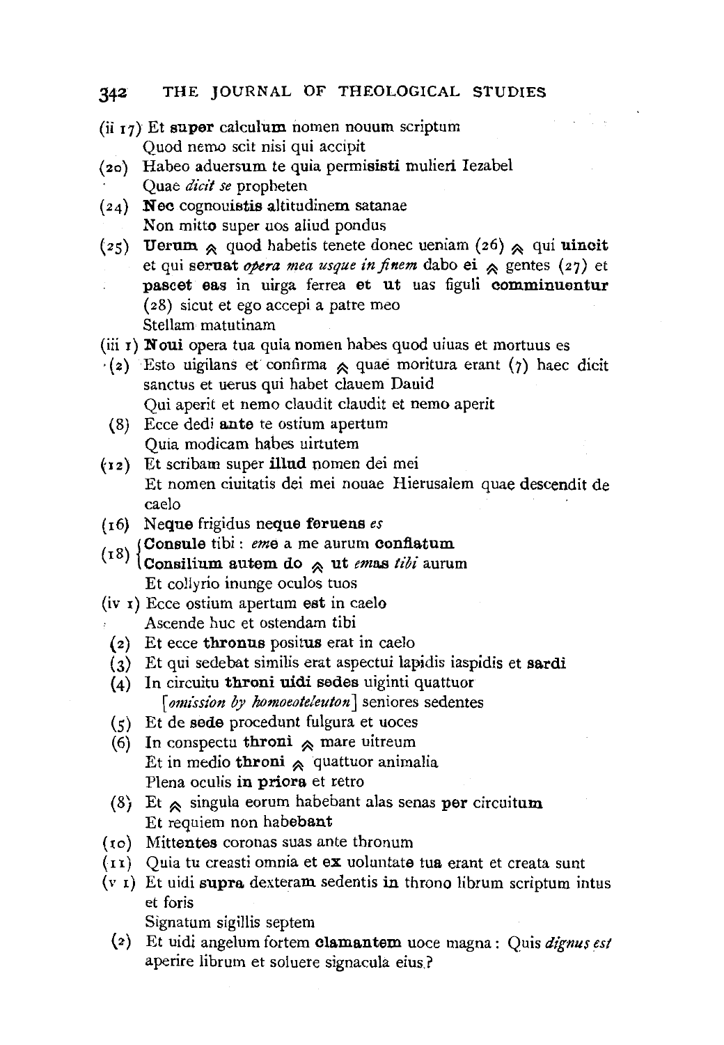(ii 17) Et **super** calculum nomen nouum scriptum
Quod nemo scit nisi qui accipit

(20) Habeo aduersum te quia permisisti mulieri Iezabel
Quae *dicit se* propheten

(24) **Nec** cognouistis altitudinem satanae
Non mitto super uos aliud pondus

(25) **Uerum** ⩓ quod habetis tenete donec ueniam (26) ⩓ qui **uincit** et qui **seruat** *opera mea usque in finem* dabo **ei** ⩓ gentes (27) et **pascet eas** in uirga ferrea **et ut** uas figuli **comminuentur** (28) sicut et ego accepi a patre meo
Stellam matutinam

(iii 1) **Noui** opera tua quia nomen habes quod uiuas et mortuus es

(2) Esto uigilans et confirma ⩓ quae moritura erant (7) haec dicit sanctus et uerus qui habet clauem Dauid
Qui aperit et nemo claudit claudit et nemo aperit

(8) Ecce dedi **ante** te ostium apertum
Quia modicam habes uirtutem

(12) Et scribam super **illud** nomen dei mei
Et nomen ciuitatis dei mei nouae Hierusalem quae descendit de caelo

(16) Neque frigidus neque **feruens** *es*

(18) {**Consule** tibi : *eme* a me aurum **conflatum**
{**Consilium autem do** ⩓ **ut** *emas tibi* aurum
Et collyrio inunge oculos tuos

(iv 1) Ecce ostium apertum **est** in caelo
Ascende huc et ostendam tibi

(2) Et ecce **thronus** positus erat in caelo

(3) Et qui sedebat similis erat aspectui lapidis iaspidis et **sardi**

(4) In circuitu **throni uidi sedes** uiginti quattuor
[*omission by homoeoteleuton*] seniores sedentes

(5) Et de **sede** procedunt fulgura et uoces

(6) In conspectu **throni** ⩓ mare uitreum
Et in medio **throni** ⩓ quattuor animalia
Plena oculis **in priora** et retro

(8) Et ⩓ singula eorum habebant alas senas **per** circuitum
Et requiem non **habebant**

(10) Mittentes coronas suas ante thronum

(11) Quia tu creasti omnia et **ex** uoluntate **tua** erant et creata sunt

(v 1) Et uidi **supra** dexteram sedentis **in** throno librum scriptum intus et foris
Signatum sigillis septem

(2) Et uidi angelum fortem **clamantem** uoce magna : Quis *dignus est* aperire librum et soluere signacula eius ?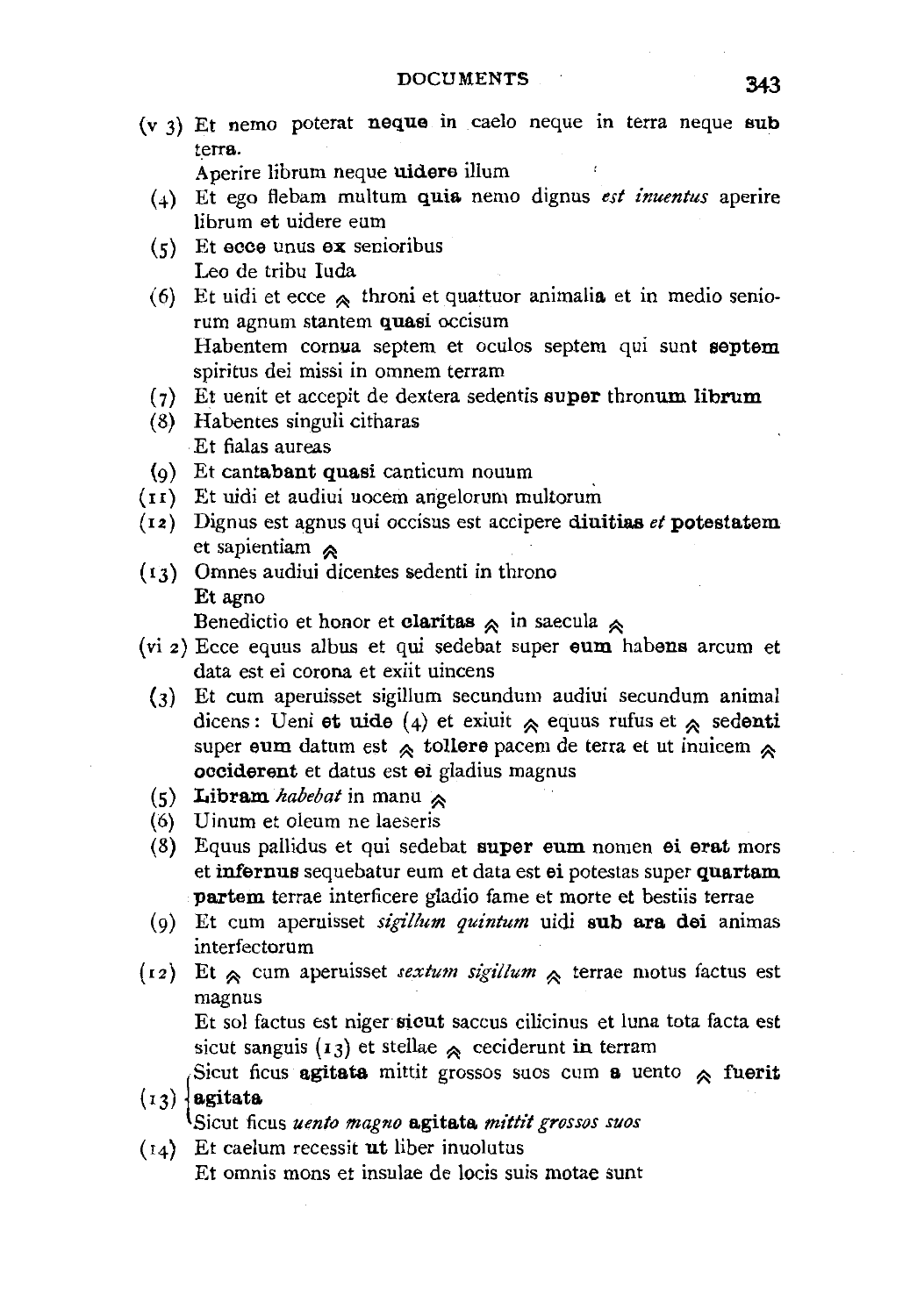(v 3) Et nemo poterat **neque** in caelo neque in terra neque **sub** terra.
Aperire librum neque **uidere** illum

(4) Et ego flebam multum **quia** nemo dignus *est inuentus* aperire librum et uidere eum

(5) Et **ecce** unus **ex** senioribus
Leo de tribu Iuda

(6) Et uidi et ecce ⩓ throni et quattuor animalia et in medio seniorum agnum stantem **quasi** occisum
Habentem cornua septem et oculos septem qui sunt **septem** spiritus dei missi in omnem terram

(7) Et uenit et accepit de dextera sedentis **super** thronum **librum**

(8) Habentes singuli citharas
Et fialas aureas

(9) Et **cantabant quasi** canticum nouum

(11) Et uidi et audiui uocem angelorum multorum

(12) Dignus est agnus qui occisus est accipere **diuitias** *et* **potestatem** et sapientiam ⩓

(13) Omnes audiui dicentes sedenti in throno
**Et** agno
Benedictio et honor et **claritas** ⩓ in saecula ⩓

(vi 2) Ecce equus albus et qui sedebat super **eum** **habens** arcum et data est ei corona et exiit uincens

(3) Et cum aperuisset sigillum secundum audiui secundum animal dicens: Ueni **et uide** (4) et exiuit ⩓ equus rufus et ⩓ **sedenti** super **eum** datum est ⩓ **tollere** pacem de terra et ut inuicem ⩓ **occiderent** et datus est **ei** gladius magnus

(5) **Libram** *habebat* in manu ⩓

(6) Uinum et oleum ne laeseris

(8) Equus pallidus et qui sedebat **super eum** nomen **ei erat** mors et **infernus** sequebatur eum et data est **ei** potestas super **quartam partem** terrae interficere gladio fame et morte et bestiis terrae

(9) Et cum aperuisset *sigillum quintum* uidi **sub ara dei** animas interfectorum

(12) Et ⩓ cum aperuisset *sextum sigillum* ⩓ terrae motus factus est magnus
Et sol factus est niger **sicut** saccus cilicinus et luna tota facta est sicut sanguis (13) et stellae ⩓ ceciderunt **in** terram

(13) { Sicut ficus **agitata** mittit grossos suos cum **a** uento ⩓ **fuerit agitata**
Sicut ficus *uento magno* **agitata** *mittit grossos suos*

(14) Et caelum recessit **ut** liber inuolutus
Et omnis mons et insulae de locis suis motae sunt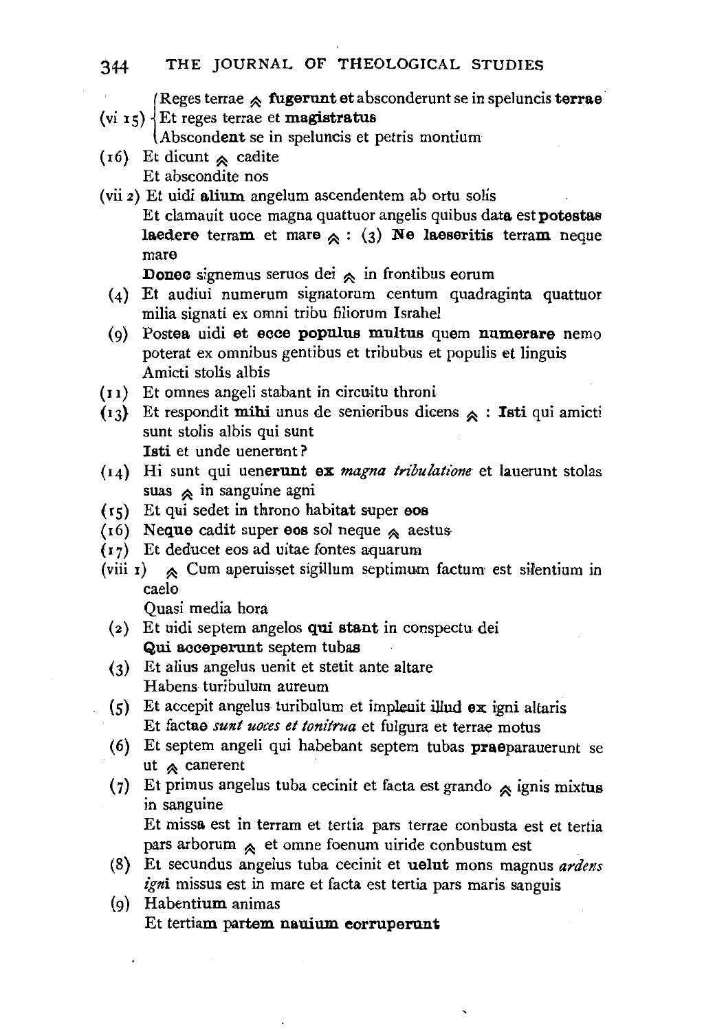(vi 15) Reges terrae ⩞ **fugerunt et** absconderunt se in speluncis **terrae**
Et reges terrae et **magistratus**
Abscond**ent** se in speluncis et petris montium

(16) Et dicunt ⩞ cadite
Et abscondite nos

(vii 2) Et uidi **alium** angelum ascendentem ab ortu solis
Et clamauit uoce magna quattuor angelis quibus d**a**ta est **potestas laedere** terr**am** et mar**e** ⩞ : (3) **Ne laeseritis** terr**am** neque mar**e**
**Donec** signemus seruos dei ⩞ in frontibus eorum

(4) Et audiui numerum signatorum centum quadraginta quattuor milia signati ex omni tribu filiorum Israhel

(9) Poste**a** uidi **et ecce populus multus** qu**em numerare** nemo poterat ex omnibus gentibus et tribubus et populis **e**t linguis
Amicti stolis albis

(11) Et omnes angeli stabant in circuitu throni

(13) Et respondit **mihi** unus de senioribus dicens ⩞ : **Isti** qui amicti sunt stolis albis qui sunt
**Isti** et unde uenerunt?

(14) Hi sunt qui uen**erunt ex** *magna tribulatione* et lauerunt stolas suas ⩞ in sanguine agni

(15) Et qui sedet i**n** throno habita**t** super **eos**

(16) Ne**que** cadit super **eos** sol neque ⩞ aestus

(17) Et deducet eos ad uitae fontes aquarum

(viii 1) ⩞ Cum aperuisset sigillum septimum factum est silentium in caelo
Quasi media hora

(2) Et uidi septem angelos **qui stant** in conspectu dei
**Qui acceperunt** septem tubas

(3) Et alius angelus uenit et stetit ante altare
Habens turibulum aureum

(5) Et accepit angelus turibulum et impleuit illud **ex** igni altaris
Et fact**ae** *sunt uoces et tonitrua* et fulgura et terrae motus

(6) Et septem angeli qui habebant septem tubas **prae**parauerunt se ut ⩞ canerent

(7) Et primus angelus tuba cecinit et facta est grando ⩞ ignis mixt**us** in sanguine
Et miss**a** est in terram et tertia pars terrae conbusta est et tertia pars arborum ⩞ et omne foenum uiride conbustum est

(8) Et secundus angelus tuba cecinit et **uelut** mons magnus *ardens ign*i missus est in mare et facta est tertia pars maris sanguis

(9) Habent**ium** animas
Et tertia**m** part**em nauium corruperunt**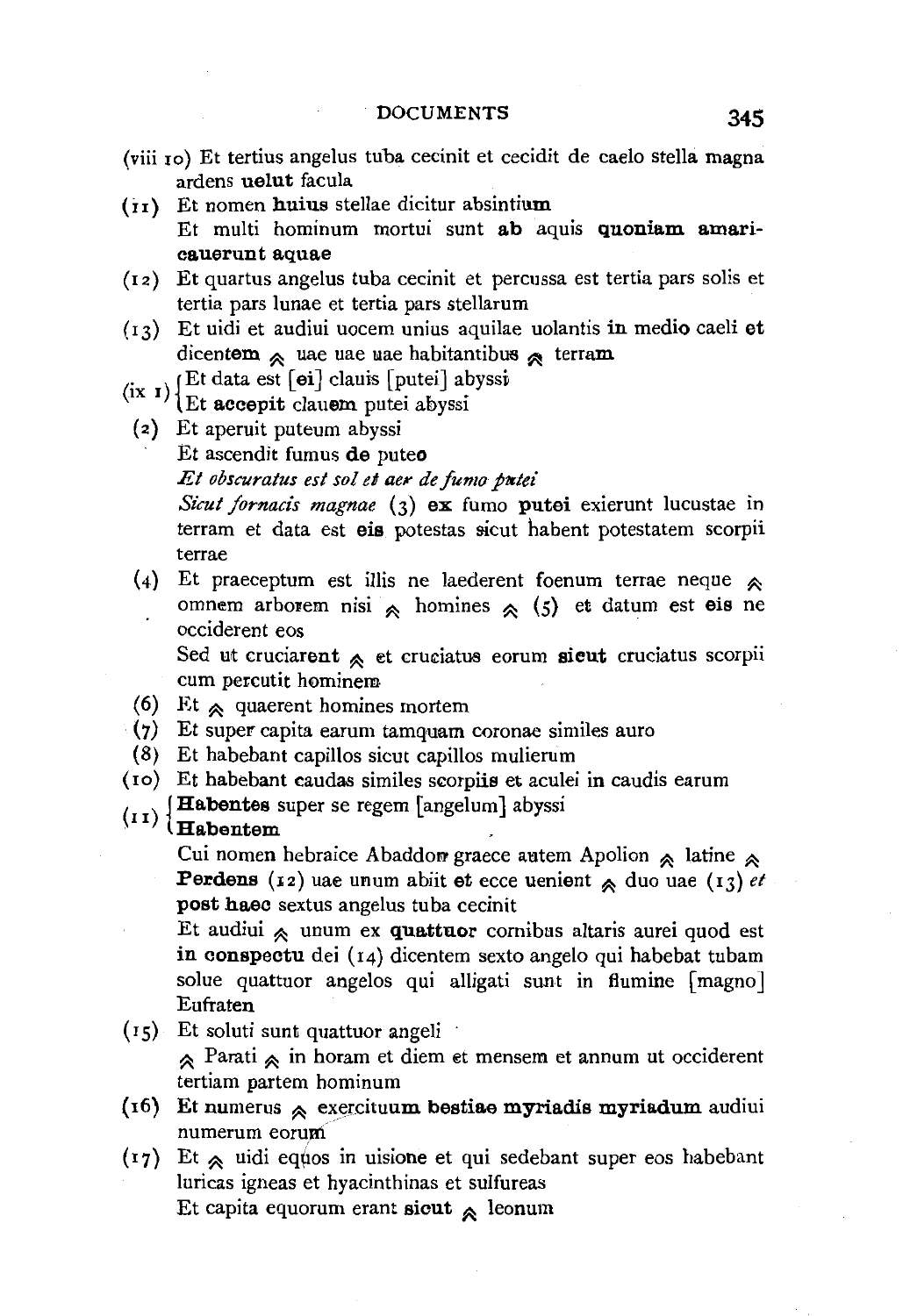(viii 10) Et tertius angelus tuba cecinit et cecidit de caelo stella magna ardens **uelut** facula

(11) Et nomen **huius** stellae dicitur absintium
Et multi hominum mortui sunt **ab** aquis **quoniam amaricauerunt aquae**

(12) Et quartus angelus tuba cecinit et percussa est tertia pars solis et tertia pars lunae et tertia pars stellarum

(13) Et uidi et audiui uocem unius aquilae uolantis **in** medio caeli **et** dicen**tem** ⩓ uae uae uae habitantibu**s** ⩓ terra**m**

(ix 1) { Et data est [**ei**] clauis [putei] abyssi
Et **accepit** clau**em** putei abyssi }

(2) Et aperuit puteum abyssi
Et ascendit fumus **de** pute**o**
*Et obscuratus est sol et aer de fumo putei*
*Sicut fornacis magnae* (3) **ex** fumo **putei** exierunt lucustae in terram et data est **eis** potestas sicut habent potestatem scorpii terrae

(4) Et praeceptum est illis ne laederent foenum terrae neque ⩓ omnem arborem nisi ⩓ homines ⩓ (5) et datum est **eis** ne occiderent eos
Sed ut cruciare**nt** ⩓ et cruciatu**s** eorum **sicut** cruciatus scorpii cum percutit homine**m**

(6) Et ⩓ quaerent homines mortem

(7) Et super capita earum tamquam coronae similes auro

(8) Et habebant capillos sicut capillos mulierum

(10) Et habebant caudas similes scorpii**s** et aculei **in** caudis earum

(11) { **Habentes** super se regem [angelum] abyssi
**Habentem** }
Cui nomen hebraice Abaddon graece autem Apolion ⩓ latine ⩓ **Perdens** (12) uae unum abiit **et** ecce uenient ⩓ duo uae (13) *et* **post haec** sextus angelus tuba cecinit
Et audiui ⩓ unum ex **quattuor** cornibus altaris aurei quod est **in conspectu** dei (14) dicentem sexto angelo qui habebat tubam solue quattuor angelos qui alligati sunt in flumine [magno] Eufraten

(15) Et soluti sunt quattuor angeli
⩓ Parati ⩓ in horam et diem et mensem et annum ut occiderent tertiam partem hominum

(16) **Et** numerus ⩓ **exercituum bestiae myriadis myriadum** audiui numerum eorum

(17) Et ⩓ uidi equos in uisione et qui sedebant super eos habebant luricas igneas et hyacinthinas et sulfureas
Et capita equorum erant **sicut** ⩓ leonum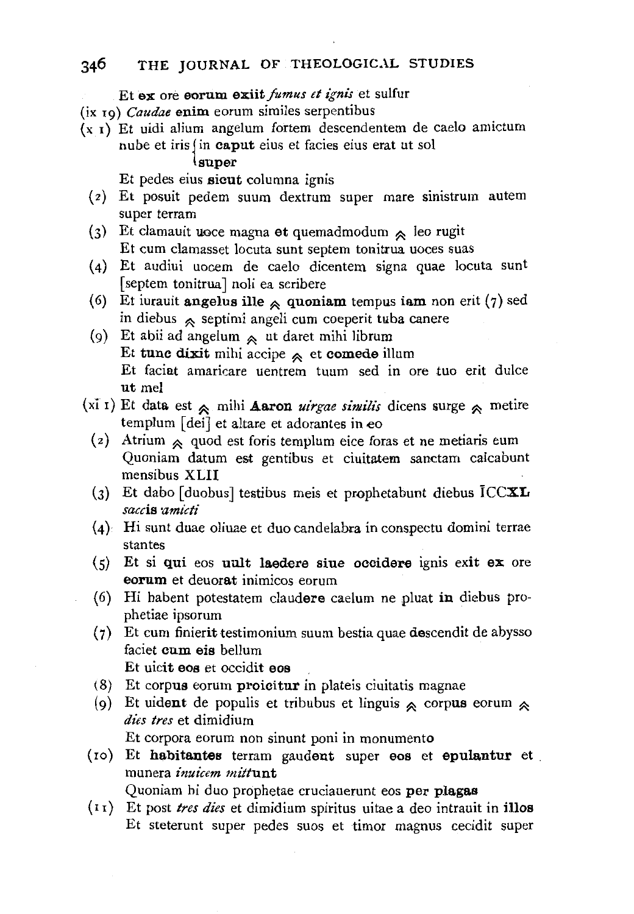Et **ex** ore **eorum exiit** *fumus et ignis* et sulfur

(ix 19) *Caudae* **enim** eorum similes serpentibus

(x 1) Et uidi alium angelum fortem descendentem de caelo amictum nube et iris {in **caput** eius et facies eius erat ut sol / **super**}

Et pedes eius **sicut** columna ignis

(2) Et posuit pedem suum dextrum super mare sinistrum autem super terram

(3) Et clamauit **uoce** magna **et** quemadmodum ⩓ leo rugit

Et cum clamasset locuta sunt septem tonitrua uoces suas

(4) Et audiui uocem de caelo dicentem signa quae locuta sunt [septem tonitrua] noli ea scribere

(6) Et iurauit **angelus ille** ⩓ **quoniam** tempus **iam** non erit (7) sed in diebus ⩓ septimi angeli cum coeperit tuba canere

(9) Et abii ad angelum ⩓ ut daret mihi librum

Et **tunc dixit** mihi accipe ⩓ et **comede** illum

Et faci**a**t amaricare uentrem tuum sed in ore tuo erit dulce **ut** mel

(xi 1) Et dat**a** est ⩓ mihi **Aaron** *uirgae similis* dicens surge ⩓ metire templum [dei] et altare et adorantes in **eo**

(2) Atrium ⩓ quod est foris templum eice foras et ne metiaris eum

Quoniam datum **est** gentibus et ciuitat**em** sanctam calcabunt mensibus XLII

(3) Et dabo [duobus] testibus meis et prophetabunt diebus ĪCC**XL** *sacc***is** *amicti*

(4) Hi sunt duae oliuae et duo candelabra in conspectu domini terrae stantes

(5) Et si **qui** eos **uult laedere siue occidere** ignis ex**it ex** ore **eorum** et deuor**a**t inimicos eorum

(6) Hi habent potestatem claud**ere** caelum ne pluat **in** diebus prophetiae ipsorum

(7) Et cum finier**it** testimonium suum bestia quae **d**escendit de abysso faciet **cum eis** bellum

Et uic**it eos** et occidit **eos**

(8) Et corpu**s** eorum **proicitur** in plateis ciuitatis magnae

(9) Et uid**ent** de populis et tribubus et linguis ⩓ corpu**s** eorum ⩓ *dies tres* et dimidium

Et corpora eorum non sinunt poni in monumento

(10) Et **habitantes** terram gaud**ent** super **eos** et **epulantur** et munera *inuicem mitt***unt**

Quoniam hi duo prophetae cruciauerunt eos **per plagas**

(11) Et post *tres dies* et dimidium spiritus uitae a deo intrauit in **illos**

Et steterunt super pedes suos et timor magnus cecidit super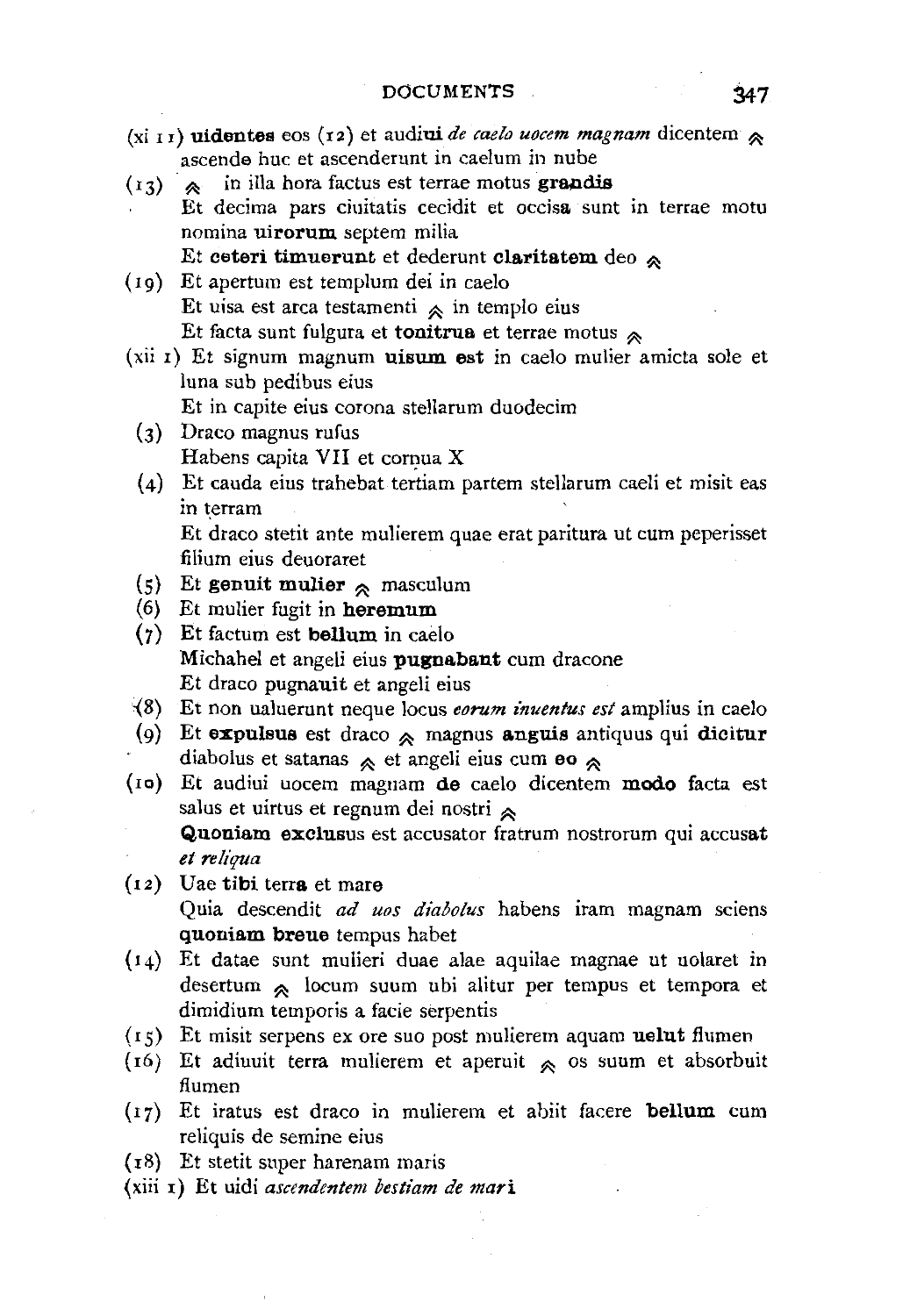(xi 11) **uidentes** eos (12) et audi**ui** *de caelo uocem magnam* dicentem ⩓ ascend**e** huc et ascenderunt in caelum in nube

(13) ⩓ in illa hora factus est terrae motus **grandis**
Et decima pars ciuitatis cecidit et occis**a** sunt in terrae motu nomina **uirorum** septem milia
Et **ceteri timuerunt** et dederunt **claritatem** deo ⩓

(19) Et apertum est templum dei in caelo
Et uisa est arca testamenti ⩓ in templo eius
Et facta sunt fulgura et **tonitrua** et terrae motus ⩓

(xii 1) Et signum magnum **uisum est** in caelo mulier amicta sole et luna sub pedibus eius
Et in capite eius corona stellarum duodecim

(3) Draco magnus rufus
Habens capita VII et cornua X

(4) Et cauda eius trahebat tertiam partem stellarum caeli et misit eas in terram
Et draco stetit ante mulierem quae erat paritura ut cum peperisset filium eius deuoraret

(5) Et **genuit mulier** ⩓ masculum

(6) Et mulier fugit in **heremum**

(7) Et factum est **bellum** in caelo
Michahel et angeli eius **pugnabant** cum dracone
Et draco pugnauit et angeli eius

(8) Et non ualuerunt neque locus *eorum inuentus est* amplius in caelo

(9) Et **expulsus** est draco ⩓ magnus **anguis** antiquus qui **dicitur** diabolus et satanas ⩓ et angeli eius cum **eo** ⩓

(10) Et audiui uocem magnam **de** caelo dicentem **modo** facta est salus et uirtus et regnum dei nostri ⩓
**Quoniam exclus**us est accusator fratrum nostrorum qui accus**at** *et reliqua*

(12) Uae **tibi** terr**a** et mare
Quia descendit *ad uos diabolus* habens iram magnam sciens **quoniam breue** tempus habet

(14) Et datae sunt mulieri duae alae aquilae magnae ut uolaret in desertum ⩓ locum suum ubi alitur per tempus et tempora et dimidium temporis a facie serpentis

(15) Et misit serpens ex ore suo post mulierem aquam **uelut** flumen

(16) Et adiuuit terra mulierem et aperuit ⩓ os suum et absorbuit flumen

(17) Et iratus est draco in mulierem et abiit facere **bellum** cum reliquis de semine eius

(18) Et stetit super harenam maris

(xiii 1) Et uidi *ascendentem bestiam de mar***i**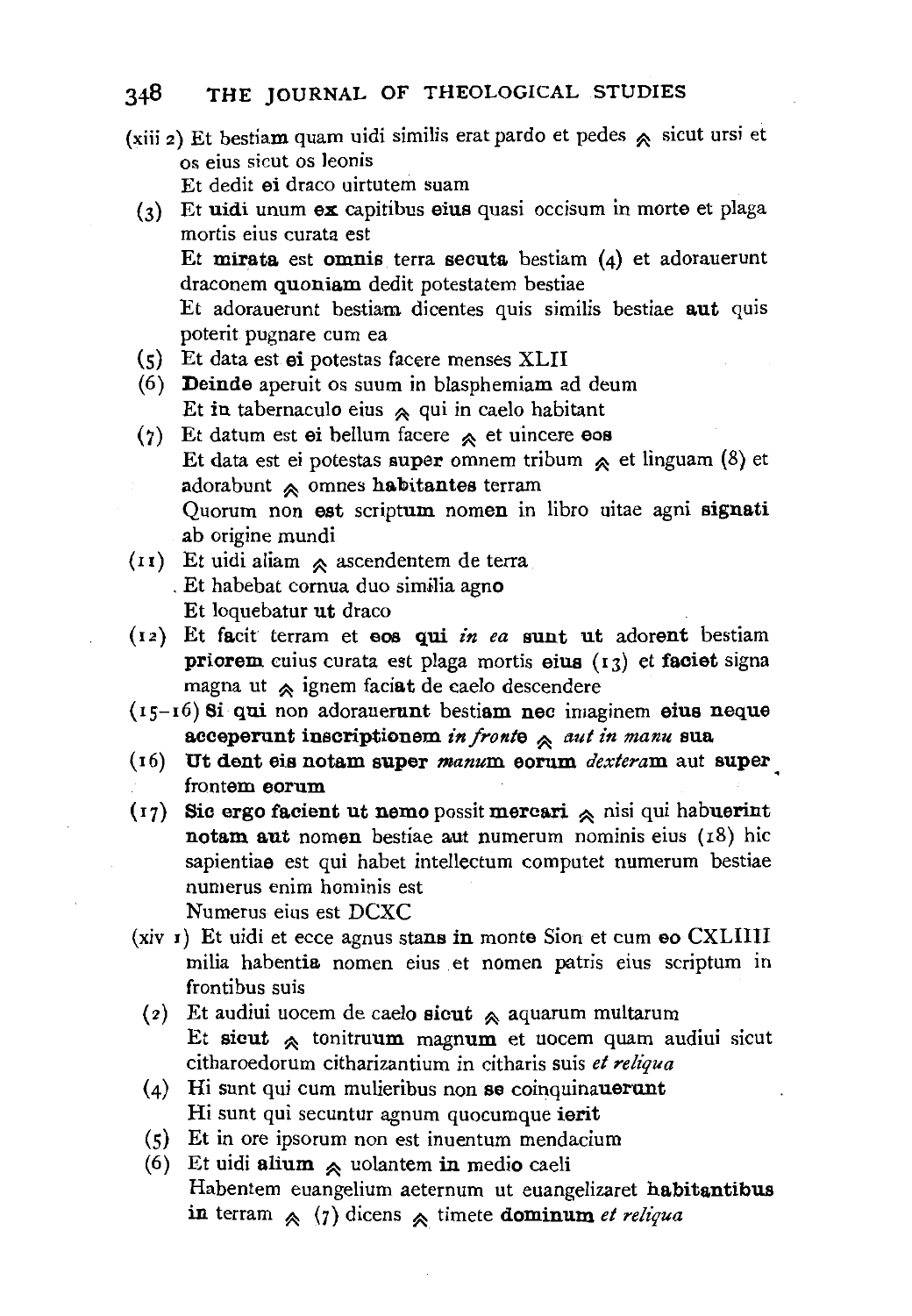(xiii 2) Et bestiam quam uidi similis erat pardo et pedes ≈ sicut ursi et os eius sicut os leonis
Et dedit **ei** draco uirtutem suam

(3) Et **uidi** unum **ex** capitibus **eius** quasi occisum in morte et plaga mortis eius curata est
Et **mirata** est **omnis** terra **secuta** bestiam (4) et adorauerunt draconem **quoniam** dedit potestatem bestiae
Et adorauerunt bestiam dicentes quis similis bestiae **aut** quis poterit pugnare cum ea

(5) Et data est **ei** potestas facere menses XLII

(6) **Deinde** aperuit os suum in blasphemiam ad deum
Et **in** tabernaculo eius ≈ qui in caelo habitant

(7) Et datum est **ei** bellum facere ≈ et uincere **eos**
Et data est ei potestas **super** omnem tribum ≈ et linguam (8) et adorabunt ≈ omnes **habitantes** terram
Quorum non **est** script**um** nomen in libro uitae agni **signati** ab origine mundi

(11) Et uidi aliam ≈ ascendentem de terra
Et habebat cornua duo similia agn**o**
Et loquebatur **ut** draco

(12) Et **facit** terram et **eos qui** *in ea* **sunt ut** adore**nt** bestiam **priorem** cuius curata est plaga mortis **eius** (13) et **faciet** signa magna ut ≈ ignem facia**t** de caelo descendere

(15–16) **Si qui** non adorau**erunt** bestia**m nec** imaginem **eius neque acceperunt inscriptionem** *in front***e** ≈ *aut in manu* **sua**

(16) **Ut dent eis notam super** *manu***m eorum** *dextera***m** aut **super** frontem **eorum**

(17) **Sic ergo facient ut nemo** possit **mercari** ≈ nisi qui hab**uerint notam aut** nomen bestiae aut numerum nominis eius (18) hic sapientia**e** est qui habet intellectum computet numerum bestiae numerus enim hominis est
Numerus eius est DCXC

(xiv 1) Et uidi et ecce agnus sta**ns in** monte Sion et cum **eo** CXLIIII milia habenti**a** nomen eius et nomen patris eius scriptum in frontibus suis

(2) Et audiui uocem de caelo **sicut** ≈ aquarum multarum
Et **sicut** ≈ tonitru**um** magn**um** et uocem quam audiui sicut citharoedorum citharizantium in citharis suis *et reliqua*

(4) Hi sunt qui cum mulieribus non **se** coinquina**uerunt**
Hi sunt qui secuntur agnum quocumque **ierit**

(5) Et in ore ipsorum non est inuentum mendacium

(6) Et uidi **alium** ≈ uolantem **in** medio caeli
Habentem euangelium aeternum ut euangelizaret **habitantibus in** terram ≈ (7) dicens ≈ timete **dominum** *et reliqua*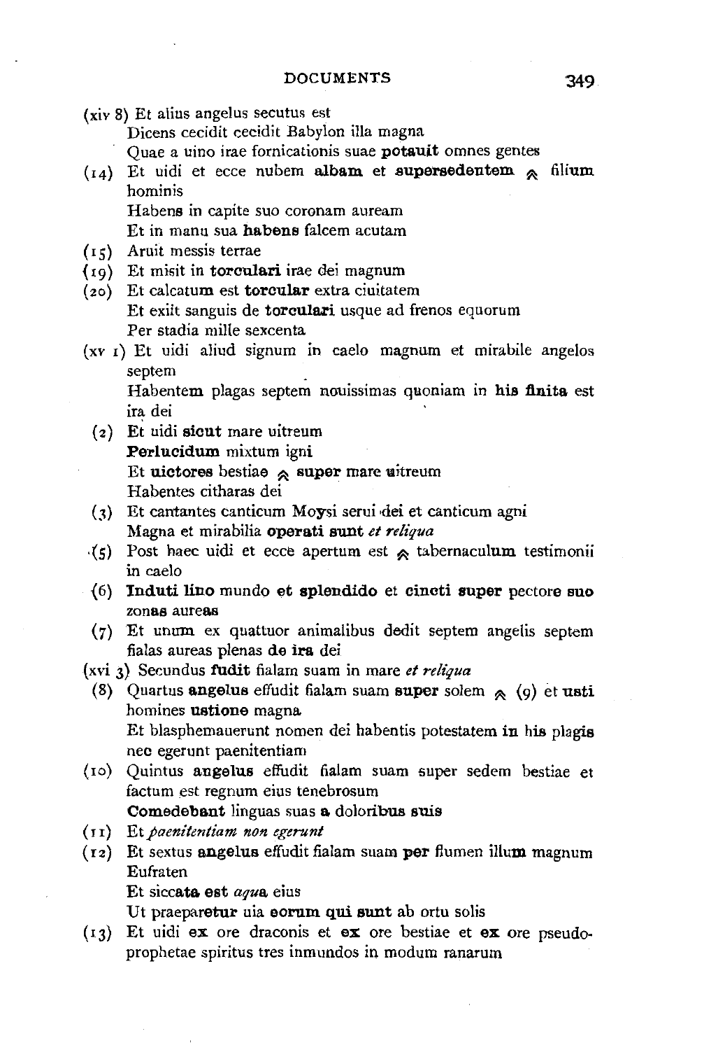(xiv 8) Et alius angelus secutus est
Dicens cecidit cecidit Babylon illa magna
Quae a uino irae fornicationis suae **potauit** omnes gentes

(14) Et uidi et ecce nubem **albam** et **supersedentem** ⩞ filium hominis
Habens in capite suo coronam auream
Et in manu sua **habens** falcem acutam

(15) Aruit messis terrae

(19) Et misit in **torculari** irae dei magnum

(20) Et calcatum est **torcular** extra ciuitatem
Et exiit sanguis de **torculari** usque ad frenos equorum
Per stadia mille sexcenta

(xv 1) Et uidi aliud signum in caelo magnum et mirabile angelos septem
**Habentem** plagas septem nouissimas quoniam in **his finita** est ira dei

(2) Et uidi **sicut** mare uitreum
**Perlucidum** mixtum igni
Et **uictores** bestiae ⩞ **super** mare uitreum
Habentes citharas dei

(3) Et cantantes canticum Moysi serui dei et canticum agni
Magna et mirabilia **operati sunt** *et reliqua*

(5) Post haec uidi et ecce apertum est ⩞ tabernaculum testimonii in caelo

(6) **Induti lino** mundo **et splendido** et **cincti super** pectore **suo zonas** aureas

(7) Et unum ex quattuor animalibus dedit septem angelis septem fialas aureas plenas **de ira** dei

(xvi 3) Secundus **fudit** fialam suam in mare *et reliqua*

(8) Quartus **angelus** effudit fialam suam **super** solem ⩞ (9) et **usti** homines **ustione** magna
Et blasphemauerunt nomen dei habentis potestatem **in his** plagis nec egerunt paenitentiam

(10) Quintus **angelus** effudit fialam suam super sedem bestiae et factum est regnum eius tenebrosum
**Comedebant** linguas suas **a** doloribus **suis**

(11) Et *paenitentiam non egerunt*

(12) Et sextus **angelus** effudit fialam suam **per** flumen **illum** magnum Eufraten
Et siccata **est** *aqua* eius
Ut praeparetur uia **eorum qui sunt** ab ortu solis

(13) Et uidi **ex** ore draconis et **ex** ore bestiae et **ex** ore pseudoprophetae spiritus tres inmundos in modum ranarum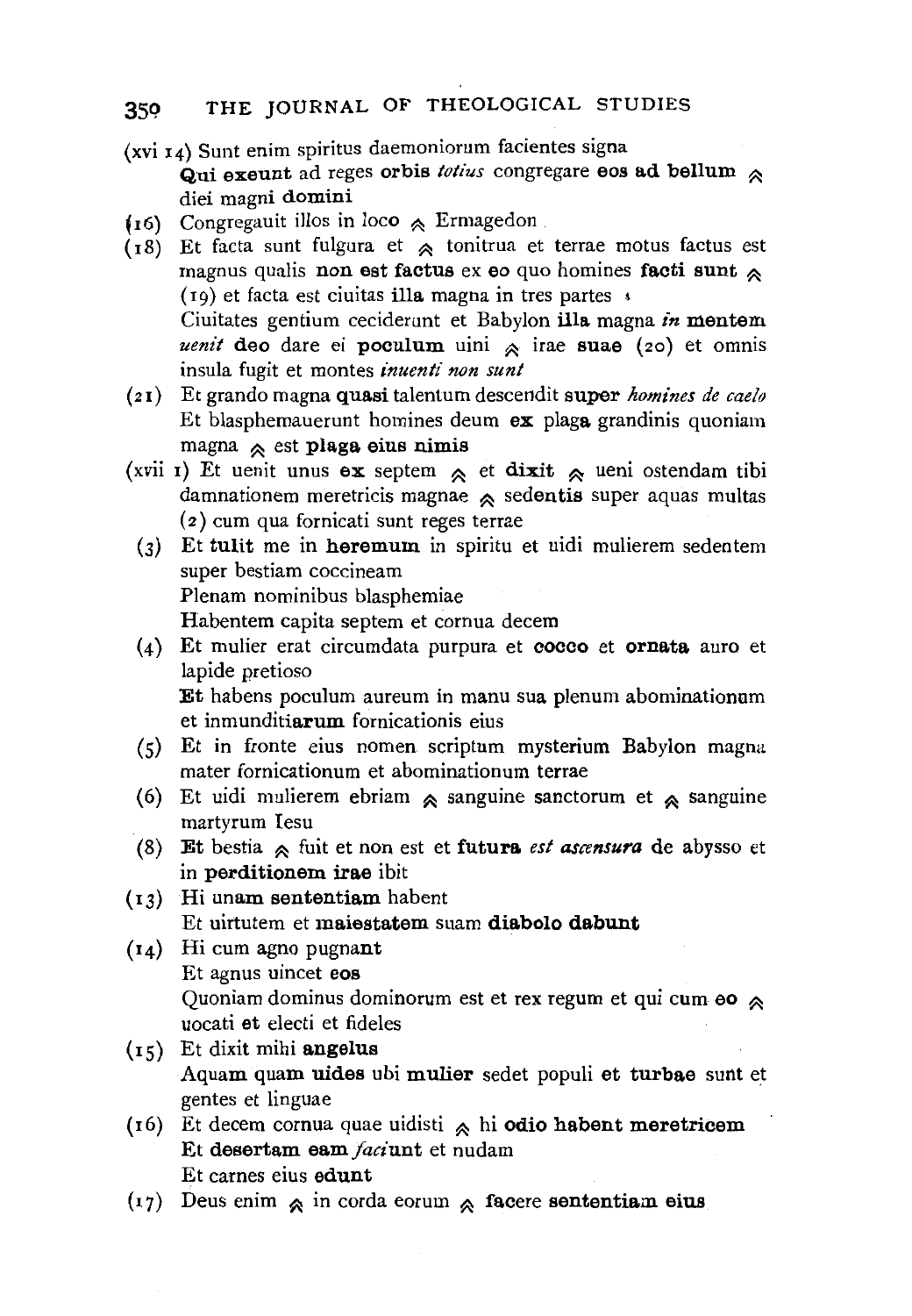(xvi 14) Sunt enim spiritus daemoniorum facientes signa
**Qui exeunt** ad reges **orbis** *totius* congregare **eos ad bellum** ≈ diei magni **domini**

(16) Congregauit illos in loco ≈ Ermagedon

(18) Et facta sunt fulgura et ≈ tonitrua et terrae motus factus est magnus qualis **non est factus** ex **eo** quo homines **facti sunt** ≈ (19) et facta est ciuitas **illa** magna in tres partes ‹
Ciuitates gentium ceciderunt et Babylon **illa** magna *in* **mentem** *uenit* **deo** dare ei **poculum** uini ≈ irae **suae** (20) et omnis insula fugit et montes *inuenti non sunt*

(21) Et grando magna **quasi** talentum descendit **super** *homines de caelo*
Et blasphemauerunt homines deum **ex** plaga grandinis quoniam magna ≈ est **plaga eius nimis**

(xvii 1) Et uenit unus **ex** septem ≈ et **dixit** ≈ ueni ostendam tibi damnationem meretricis magnae ≈ sede**ntis** super aquas multas (2) cum qua fornicati sunt reges terrae

(3) Et **tulit** me in **heremum** in spiritu et uidi mulierem sedentem super bestiam coccineam
Plenam nominibus blasphemiae
Habentem capita septem et cornua decem

(4) Et mulier erat circumdata purpura et **cocco** et **ornata** auro et lapide pretioso
**Et** habens poculum aureum in manu sua plenum abominationum et inmunditi**arum** fornicationis eius

(5) Et in fronte eius nomen scriptum mysterium Babylon magna mater fornicationum et abominationum terrae

(6) Et uidi mulierem ebriam ≈ sanguine sanctorum et ≈ sanguine martyrum Iesu

(8) **Et** bestia ≈ fuit et non est et **futura** *est ascensura* de abysso et in **perditionem irae** ibit

(13) Hi **unam sententiam** habent
Et uirtutem et **maiestatem** suam **diabolo dabunt**

(14) Hi cum agno pugna**nt**
Et agnus uincet **eos**
Quoniam dominus dominorum est et rex regum et qui cum **eo** ≈ uocati **et** electi et fideles

(15) Et dixit mihi **angelus**
Aquam **quam uides** ubi **mulier** sedet populi **et turbae** sunt et gentes et linguae

(16) Et decem cornua quae uidisti ≈ hi **odio habent meretricem**
Et **desertam eam** *faci***unt** et nudam
Et carnes eius **edunt**

(17) Deus enim ≈ in corda eorum ≈ **facere sententiam eius**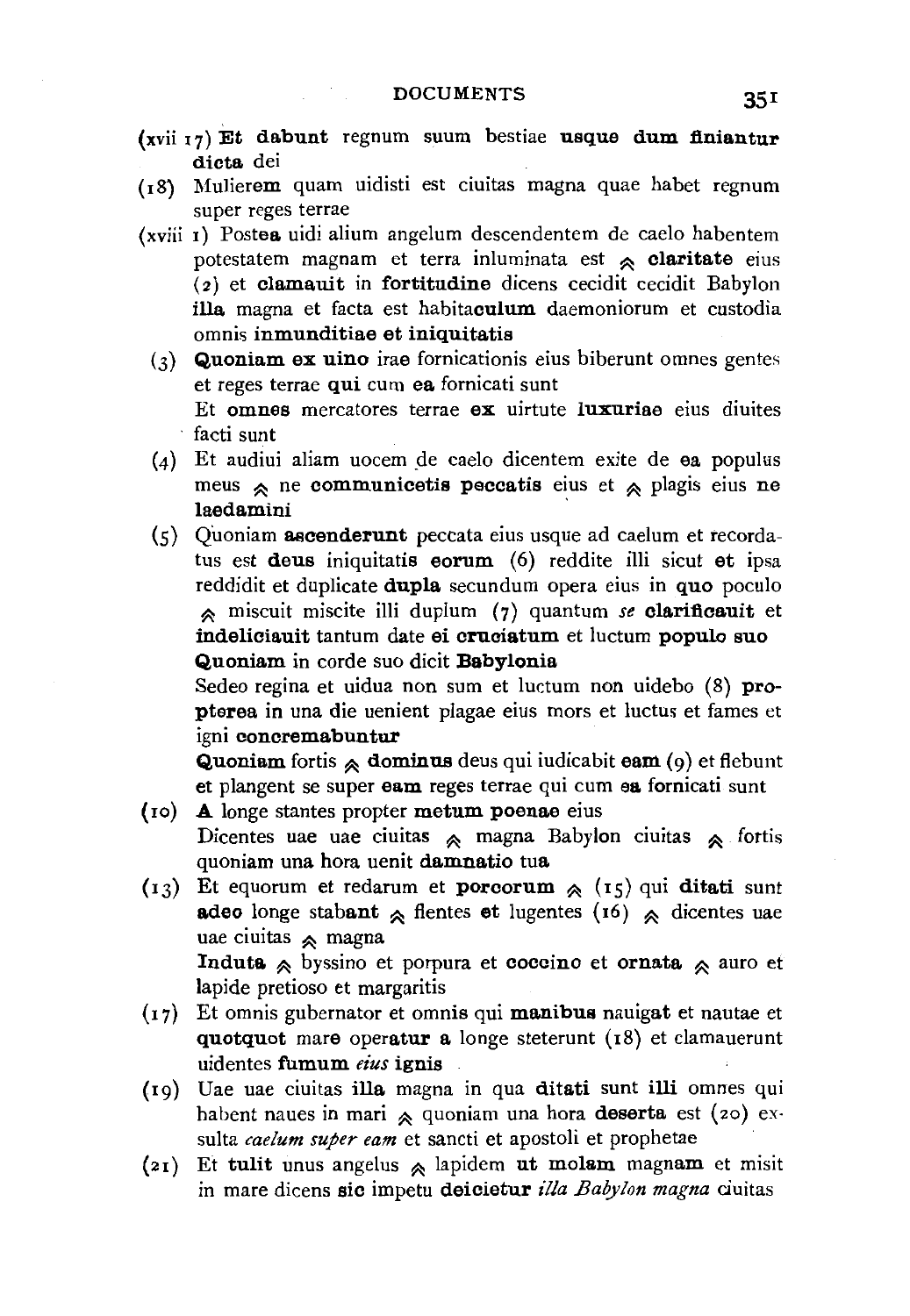(xvii 17) **Et dabunt** regnum suum bestiae **usque dum finiantur dicta** dei

(18) Mulier**em** quam uidisti est ciuitas magna quae habet regnum super reges terrae

(xviii 1) Poste**a** uidi alium angelum descendentem de caelo habentem potestatem magnam et terra inluminata est ⩓ **claritate** eius (2) et **clamauit** in **fortitudine** dicens cecidit cecidit Babylon **illa** magna et facta est habita**culum** daemoniorum et custodia omnis **inmunditiae et iniquitatis**

(3) **Quoniam ex uino** irae fornicationis eius biberunt omnes gentes et reges terrae **qui** cum **ea** fornicati sunt
Et **omnes** mercatores terrae **ex** uirtute **luxuriae** eius diuites facti sunt

(4) Et audiui aliam uocem de caelo dicentem exite de **ea** populus meus ⩓ ne **communicetis peccatis** eius et ⩓ plagis eius **ne laedamini**

(5) Quoniam **ascenderunt** peccata eius usque ad caelum et recordatus est **deus** iniquitatis **eorum** (6) reddite illi sicut **et** ipsa reddidit et duplicate **dupla** secundum opera eius in **quo** poculo ⩓ miscuit miscite illi duplum (7) quantum *se* **clarificauit** et **indeliciauit** tantum date **ei cruciatum** et luctum **populo suo**
**Quoniam** in corde suo dicit **Babylonia**
Sedeo regina et uidua non sum et luctum non uidebo (8) **propterea in** una die uenient plagae eius mors et luctus et fames et igni **concremabuntur**
**Quoniam** fortis ⩓ **dominus** deus qui iudicabit **eam** (9) et flebunt et plangent se super **eam** reges terrae qui cum **ea** fornicati sunt

(10) **A** longe stantes propter **metum poenae** eius
Dicentes uae uae ciuitas ⩓ magna Babylon ciuitas ⩓ fortis quoniam una hora uenit **damnatio** tua

(13) Et equorum et redarum et **porcorum** ⩓ (15) qui **ditati** sunt **adeo** longe stab**ant** ⩓ flentes **et** lugentes (16) ⩓ dicentes uae uae ciuitas ⩓ magna
**Induta** ⩓ byssino et porpura et **coccino** et **ornata** ⩓ auro et lapide pretioso et margaritis

(17) Et omnis gubernator et omni**s** qui **manibus** nauigat et nautae et **quotquot** mar**e** oper**atur a** longe steterunt (18) et clamauerunt uidentes **fumum** *eius* **ignis**

(19) Uae uae ciuitas **illa** magna in qua **ditati** sunt **illi** omnes qui habent naues in mari ⩓ quoniam una hora **deserta** est (20) exsulta *caelum super eam* et sancti et apostoli et prophetae

(21) Et **tulit** unus angelus ⩓ lapidem **ut molam** magna**m** et misit in mare dicens **sic** impetu **deicietur** *illa Babylon magna* ciuitas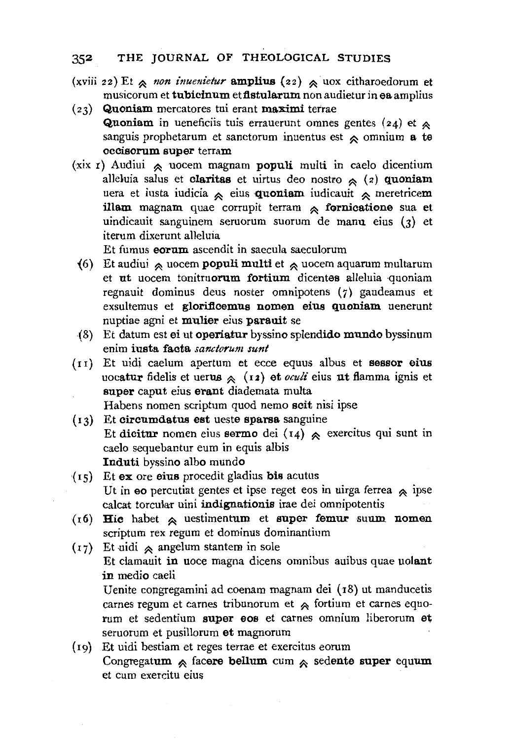(xviii 22) Et ≈ *non inuenietur* **amplius** (22) ≈ uox citharoedorum et musicorum et **tubicinum** et **fistularum** non audietur in **ea** amplius

(23) **Quoniam** mercatores tui erant **maximi** terrae
**Quoniam** in ueneficiis tuis errauerunt omnes gentes (24) et ≈ sanguis prophetarum et sanctorum inuentus est ≈ omnium **a te occisorum super** terram

(xix 1) Audiui ≈ uocem magnam **populi** multi in caelo dicentium alleluia salus et **claritas** et uirtus deo nostro ≈ (2) **quoniam** uera et iusta iudicia ≈ eius **quoniam** iudicauit ≈ meretricem **illam** magnam quae corrupit terram ≈ **fornicatione** sua et uindicauit sanguinem seruorum suorum de **manu** eius (3) et iterum dixerunt alleluia
Et fumus **eorum** ascendit in saecula saeculorum

(6) Et audiui ≈ uocem **populi multi** et ≈ uocem aquarum multarum et **ut** uocem tonitru**orum fortium** dicent**es** alleluia quoniam regnauit dominus deus noster omnipotens (7) gaudeamus et exsultemus et **glorificemus nomen eius quoniam** uenerunt nuptiae agni et **mulier** eius **parauit** se

(8) Et datum est **ei** ut **operiatur** byssino splendid**o mundo** byssinum enim **iusta facta** *sanctorum sunt*

(11) Et uidi caelum apertum et ecce equus albus et **sessor eius** uoca**tur** fidelis et ueru**s** ≈ (12) **et** *oculi* eius **ut** flamma ignis et **super** caput eius **erant** diademata multa
Habens nomen scriptum quod nemo **scit** nisi ipse

(13) Et **circumdatus est** ueste **sparsa** sanguine
Et **dicitur** nomen eius **sermo** dei (14) ≈ exercitus qui sunt in caelo sequebantur eum in equis albis
**Induti** byssino alb**o** mund**o**

(15) Et **ex** ore **eius** procedit gladius **bis** acutus
Ut in **eo** percutiat gentes et ipse reget eos in uirga ferrea ≈ ipse calcat torcular uini **indignationis** irae dei omnipotentis

(16) **Hic** habet ≈ uestiment**um** et **super femur** suum **nomen** scriptum rex regum et dominus dominantium

(17) Et uidi ≈ angelum stantem in sole
Et clamauit **in** uoce magna dicens omnibus auibus quae **uolant in** medio caeli
Uenite congregamini ad coenam magnam dei (18) ut manducetis carnes regum et carnes tribunorum et ≈ fortium et carnes equorum et sedentium **super eos** et carnes omnium liberorum **et** seruorum et pusillorum **et** magnorum

(19) Et uidi bestiam et reges terrae et exercitus eorum
Congregat**um** ≈ facer**e bellum** cum ≈ sedent**e super** equ**um** et cum exercitu eius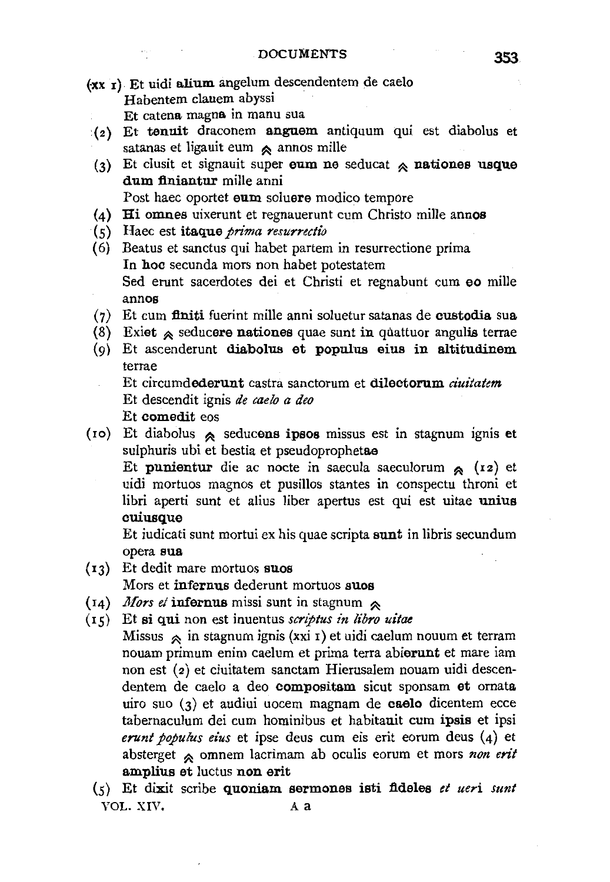(xx 1) Et uidi **alium** angelum descendentem de caelo
Habentem clauem abyssi
Et caten**a** magn**a** in manu sua

(2) Et **tenuit** draconem **anguem** antiquum qui est diabolus et satanas et ligauit eum ^ annos mille

(3) Et clusit et signauit super **eum ne** seducat ^ **nationes usque dum finiantur** mille anni
Post haec oportet **eum** soluer**e** modico tempore

(4) **Hi omnes** uixerunt et regnauerunt cum Christo mille ann**os**

(5) Haec est **itaque** *prima resurrectio*

(6) Beatus et sanctus qui habet partem in resurrectione prima
**In hoc** secunda mors non habet potestatem
Sed erunt sacerdotes dei et Christi et regnabunt cum **eo** mille ann**os**

(7) Et cum **finiti** fuerint mille anni soluetur satanas de **custodia** sua

(8) Exi**et** ^ seducer**e nationes** quae sunt **in** quattuor anguli**s** terrae

(9) Et ascenderunt **diabolus et populus eius in altitudinem** terrae
Et circumd**ederunt** castra sanctorum et **dilectorum** *ciuitatem*
Et descendit ignis *de caelo a deo*
Et **comedit** eos

(10) Et diabolus ^ seduc**ens ipsos** missus est in stagnum ignis **et** sulphuris ubi et bestia et pseudoprophet**ae**
Et **punientur** die ac nocte in saecula saeculorum ^ (12) et uidi mortuos magnos et pusillos stantes in conspectu throni et libri aperti sunt et alius liber apertus est qui est uitae **unius cuiusque**
Et iudicati sunt mortui ex his quae scripta **sunt** in libris secundum opera **sua**

(13) Et dedit mare mortuos **suos**
Mors et **infernus** dederunt mortuos **suos**

(14) *Mors et* **infernus** missi sunt in stagnum ^

(15) Et **si qui** non est inuentus *scriptus in libro uitae*
Missus ^ in stagnum ignis (xxi 1) et uidi caelum nouum et terram nouam primum enim caelum et prima terra abi**erunt** et mare iam non est (2) et ciuitatem sanctam Hierusalem nouam uidi descendentem de caelo a deo **compositam** sicut sponsam **et** ornat**a** uiro suo (3) et audiui uocem magnam de **caelo** dicentem ecce tabernaculum dei cum hominibus et habita**uit** cum **ipsis** et ipsi *erunt populus eius* et ipse deus cum eis erit eorum deus (4) et absterget ^ omnem lacrimam ab oculis eorum et mors *non erit* **amplius e**t luctus **non erit**

(5) Et di**x**it scribe **quoniam sermones isti fideles** *et ueri sunt*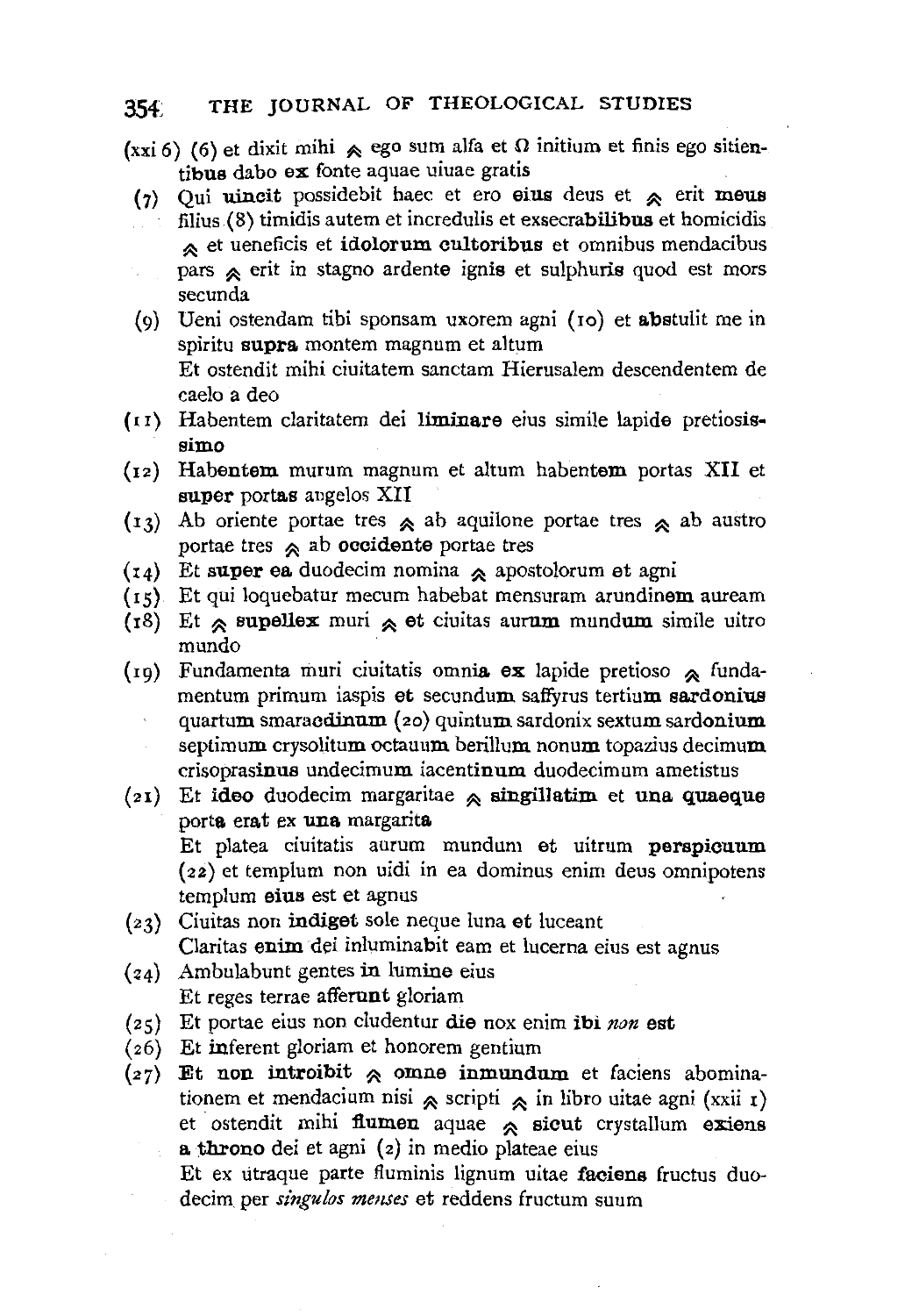(xxi 6) (6) et dixit mihi ⩓ ego sum alfa et Ω initium et finis ego sitientibus dabo **ex** fonte aquae uiuae gratis

(7) Qui **uincit** possidebit haec et ero **eius** deus et ⩓ erit **meus** filius (8) timidis autem et incredulis et exsecra**bilibus** et homicidis ⩓ et ueneficis et **idolorum cultoribus** et omnibus mendacibus pars ⩓ erit in stagno ardent**e** ignis et sulphur**is** quod est mors secunda

(9) Ueni ostendam tibi sponsam uxorem agni (10) et **abs**tulit me in spiritu **supra** montem magnum et altum
Et ostendit mihi ciuitatem sanctam Hierusalem descendentem de caelo a deo

(11) Habentem claritatem dei **liminare** eius simile lapid**e** pretiosis**simo**

(12) Haben**tem** murum magnum et altum haben**tem** portas XII et **super** port**as** angelos XII

(13) Ab oriente portae tres ⩓ ab aquilone portae tres ⩓ ab austro portae tres ⩓ ab **occidente** portae tres

(14) Et **super ea** duodecim nomina ⩓ apostolorum **et** agni

(15) Et qui loquebatur mecum habebat mensuram arundine**m** auream

(18) Et ⩓ **supellex** muri ⩓ **et** ciuitas aur**um** mund**um** simile uitro mundo

(19) Fundamenta muri ciuitatis omni**a ex** lapide pretioso ⩓ fundamentum primum iaspis **et** secund**um** saffyrus terti**um sardonius** quart**um** smara**cdinum** (20) quint**um** sardonix sext**um** sard**onium** septim**um** crysolit**um** octau**um** berill**um** non**um** topazius decim**um** crisopras**inus** undecim**um** iacent**inum** duodecim**um** ametistus

(21) Et **ideo** duodecim margaritae ⩓ **singillatim** et **una quaeque** port**a** er**at** ex **una** margarita
Et platea ciuitatis aurum mundum **et** uitrum **perspicuum** (22) et templum non uidi in ea dominus enim deus omnipotens templum **eius** est et agnus

(23) Ciuitas non **indiget** sole neque luna **et** luceant
Claritas **enim** dei inluminabit eam et lucerna eius est agnus

(24) Ambulabunt gentes **in** lumin**e** eius
Et reges terrae affer**unt** gloriam

(25) Et portae eius non cludentur **die** nox enim **ibi** *non* **est**

(26) Et **in**ferent gloriam et honorem gentium

(27) **Et non introibit** ⩓ **omne inmundum** et faciens abominationem et mendacium nisi ⩓ scripti ⩓ in libro uitae agni (xxii 1) et ostendit mihi **flumen** aquae ⩓ **sicut** crystallum **exiens a throno** dei et agni (2) in medio plateae eius
Et ex utraque parte fluminis lignum uitae **faciens** fructus duodecim per *singulos menses* et reddens fructum suum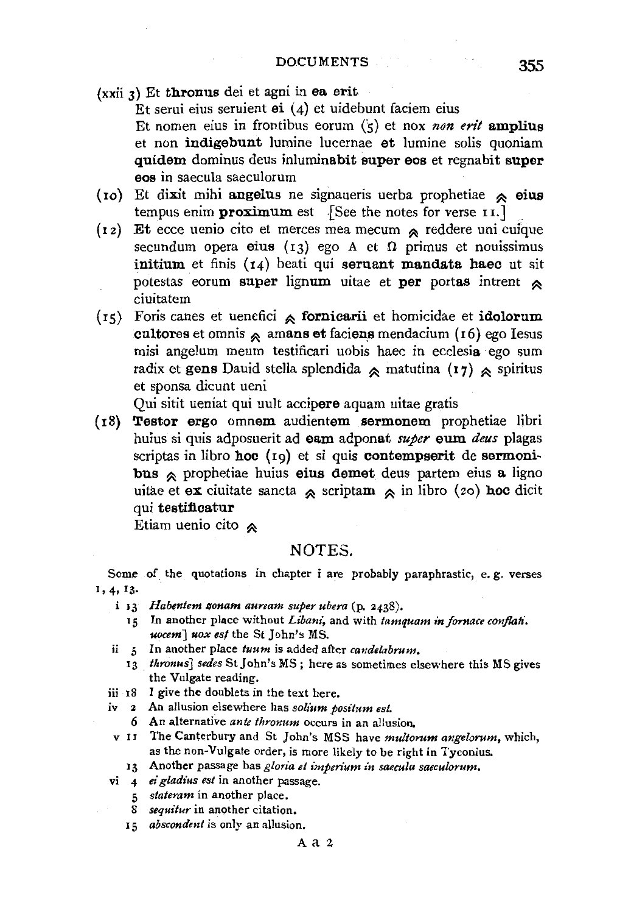(xxii 3) Et **thronus** dei et agni in **ea erit**
Et serui eius seruient **ei** (4) et uidebunt faciem eius
Et nomen eius in frontibus eorum (5) et nox *non erit* **amplius** et non **indigebunt** lumine lucernae **et** lumine solis quoniam **quidem** dominus deus inluminabit **super eos** et regnabit **super eos** in saecula saeculorum

(10) Et dixit mihi **angelus** ne signaueris uerba prophetiae ^ **eius** tempus enim **proximum** est [See the notes for verse 11.]

(12) **Et** ecce uenio cito et merces mea mecum ^ reddere uni cuique secundum opera **eius** (13) ego A et Ω primus et nouissimus **initium** et finis (14) beati qui **seruant mandata haec** ut sit potestas eorum **super lignum** uitae et **per** portas intrent ^ ciuitatem

(15) Foris canes et uenefici ^ **fornicarii** et homicidae et **idolorum cultores** et omnis ^ amans **et** faciens mendacium (16) ego Iesus misi angelum meum testificari uobis haec in ecclesia ego sum radix et **gens** Dauid stella splendida ^ matutina (17) ^ spiritus et sponsa dicunt ueni
Qui sitit ueniat qui uult accipere aquam uitae gratis

(18) **Testor ergo** omnem audientem **sermonem** prophetiae libri huius si quis adposuerit ad **eam** adponat *super* **eum** *deus* plagas scriptas in libro **hoc** (19) et si quis **contempserit** de **sermonibus** ^ prophetiae huius **eius demet** deus partem eius **a** ligno uitae et **ex** ciuitate sancta ^ **scriptam** ^ in libro (20) **hoc** dicit qui **testificatur**
Etiam uenio cito ^

## NOTES.

Some of the quotations in chapter i are probably paraphrastic, e.g. verses 1, 4, 13.

i 13 *Habentem zonam auream super ubera* (p. 2438).
 15 In another place without *Libani*, and with *tamquam in fornace conflati*. *uocem*] *uox est* the St John's MS.

ii 5 In another place *tuum* is added after *candelabrum*.
 13 *thronus*] *sedes* St John's MS; here as sometimes elsewhere this MS gives the Vulgate reading.

iii 18 I give the doublets in the text here.

iv 2 An allusion elsewhere has *solium positum est*.
 6 An alternative *ante thronum* occurs in an allusion.

v 11 The Canterbury and St John's MSS have *multorum angelorum*, which, as the non-Vulgate order, is more likely to be right in Tyconius.
 13 Another passage has *gloria et imperium in saecula saeculorum*.

vi 4 *ei gladius est* in another passage.
 5 *stateram* in another place.
 8 *sequitur* in another citation.
 15 *abscondent* is only an allusion.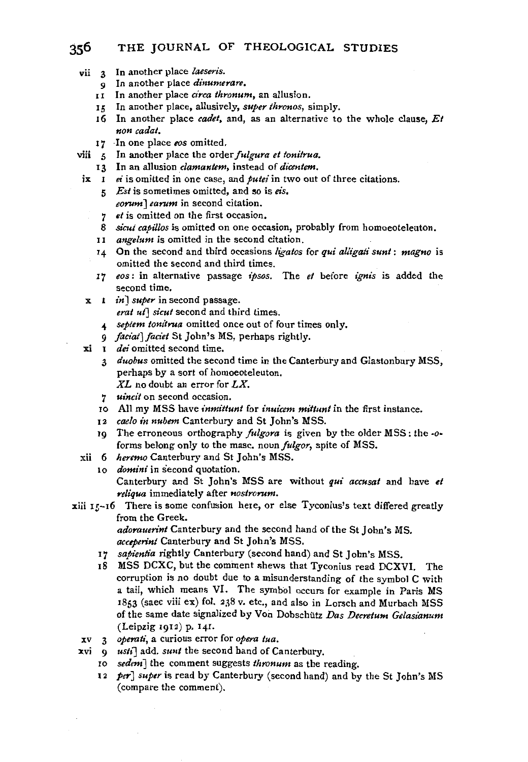vii 3 In another place *laeseris*.

9 In another place *dinumerare*.

11 In another place *circa thronum*, an allusion.

15 In another place, allusively, *super thronos*, simply.

16 In another place *cadet*, and, as an alternative to the whole clause, *Et non cadat*.

17 In one place *eos* omitted.

viii 5 In another place the order *fulgura et tonitrua*.

13 In an allusion *clamantem*, instead of *dicentem*.

ix 1 *ei* is omitted in one case, and *putei* in two out of three citations.

5 *Est* is sometimes omitted, and so is *eis*.
*eorum*] *earum* in second citation.

7 *et* is omitted on the first occasion.

8 *sicut capillos* is omitted on one occasion, probably from homoeoteleuton.

11 *angelum* is omitted in the second citation.

14 On the second and third occasions *ligatos* for *qui alligati sunt*: *magno* is omitted the second and third times.

17 *eos*: in alternative passage *ipsos*. The *et* before *ignis* is added the second time.

x 1 *in*] *super* in second passage.
*erat ut*] *sicut* second and third times.

4 *septem tonitrua* omitted once out of four times only.

9 *faciat*] *faciet* St John's MS, perhaps rightly.

xi 1 *dei* omitted second time.

3 *duobus* omitted the second time in the Canterbury and Glastonbury MSS, perhaps by a sort of homoeoteleuton.
*XL* no doubt an error for *LX*.

7 *uincit* on second occasion.

10 All my MSS have *inmittunt* for *inuicem mittunt* in the first instance.

12 *caelo in nubem* Canterbury and St John's MSS.

19 The erroneous orthography *fulgora* is given by the older MSS: the *-o-* forms belong only to the masc. noun *fulgor*, spite of MSS.

xii 6 *heremo* Canterbury and St John's MSS.

10 *domini* in second quotation.
Canterbury and St John's MSS are without *qui accusat* and have *et reliqua* immediately after *nostrorum*.

xiii 15–16 There is some confusion here, or else Tyconius's text differed greatly from the Greek.
*adorauerint* Canterbury and the second hand of the St John's MS.
*acceperint* Canterbury and St John's MSS.

17 *sapientia* rightly Canterbury (second hand) and St John's MSS.

18 MSS DCXC, but the comment shews that Tyconius read DCXVI. The corruption is no doubt due to a misunderstanding of the symbol C with a tail, which means VI. The symbol occurs for example in Paris MS 1853 (saec viii ex) fol. 238 v. etc., and also in Lorsch and Murbach MSS of the same date signalized by Von Dobschütz *Das Decretum Gelasianum* (Leipzig 1912) p. 141.

xv 3 *operati*, a curious error for *opera tua*.

xvi 9 *usi*] add. *sunt* the second hand of Canterbury.

10 *sedem*] the comment suggests *thronum* as the reading.

12 *per*] *super* is read by Canterbury (second hand) and by the St John's MS (compare the comment).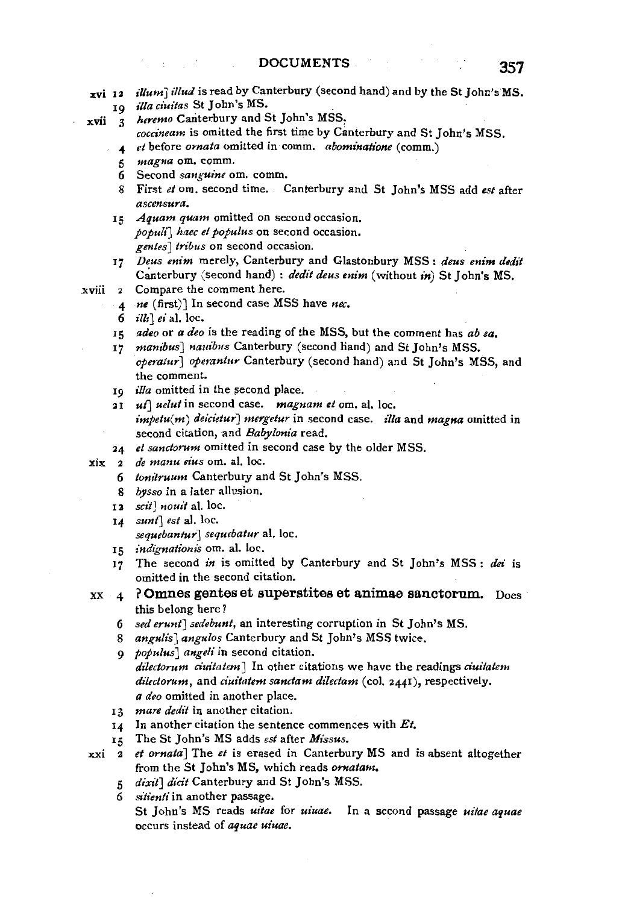xvi 12 *illum*] *illud* is read by Canterbury (second hand) and by the St John's MS.

19 *illa ciuitas* St John's MS.

xvii 3 *heremo* Canterbury and St John's MSS.

*coccineam* is omitted the first time by Canterbury and St John's MSS.

4 *et* before *ornata* omitted in comm. *abominatione* (comm.)

5 *magna* om. comm.

6 Second *sanguine* om. comm.

8 First *et* om. second time. Canterbury and St John's MSS add *est* after *ascensura.*

15 *Aquam quam* omitted on second occasion.

*populi*] *haec et populus* on second occasion.

*gentes*] *tribus* on second occasion.

17 *Deus enim* merely, Canterbury and Glastonbury MSS: *deus enim dedit* Canterbury (second hand): *dedit deus enim* (without *in*) St John's MS.

xviii 2 Compare the comment here.

4 *ne* (first)] In second case MSS have *nec.*

6 *illi*] *ei* al. loc.

15 *adeo* or *a deo* is the reading of the MSS, but the comment has *ab ea.*

17 *manibus*] *nauibus* Canterbury (second hand) and St John's MSS.

*operatur*] *operantur* Canterbury (second hand) and St John's MSS, and the comment.

19 *illa* omitted in the second place.

21 *ut*] *uelut* in second case. *magnam et* om. al. loc.

*impetu(m) deicietur*] *mergetur* in second case. *illa* and *magna* omitted in second citation, and *Babylonia* read.

24 *et sanctorum* omitted in second case by the older MSS.

xix 2 *de manu eius* om. al. loc.

6 *tonitruum* Canterbury and St John's MSS.

8 *bysso* in a later allusion.

12 *scit*] *nouit* al. loc.

14 *sunt*] *est* al. loc.

*sequebantur*] *sequebatur* al. loc.

15 *indignationis* om. al. loc.

17 The second *in* is omitted by Canterbury and St John's MSS: *dei* is omitted in the second citation.

xx 4 **? Omnes gentes et superstites et animae sanctorum.** Does this belong here?

6 *sed erunt*] *sedebunt*, an interesting corruption in St John's MS.

8 *angulis*] *angulos* Canterbury and St John's MSS twice.

9 *populus*] *angeli* in second citation.

*dilectorum ciuitatem*] In other citations we have the readings *ciuitatem dilectorum*, and *ciuitatem sanctam dilectam* (col. 2441), respectively.

*a deo* omitted in another place.

13 *mare dedit* in another citation.

14 In another citation the sentence commences with *Et.*

15 The St John's MS adds *est* after *Missus.*

xxi 2 *et ornata*] The *et* is erased in Canterbury MS and is absent altogether from the St John's MS, which reads *ornatam.*

5 *dixit*] *dicit* Canterbury and St John's MSS.

6 *sitienti* in another passage.

St John's MS reads *uitae* for *uiuae.* In a second passage *uitae aquae* occurs instead of *aquae uiuae.*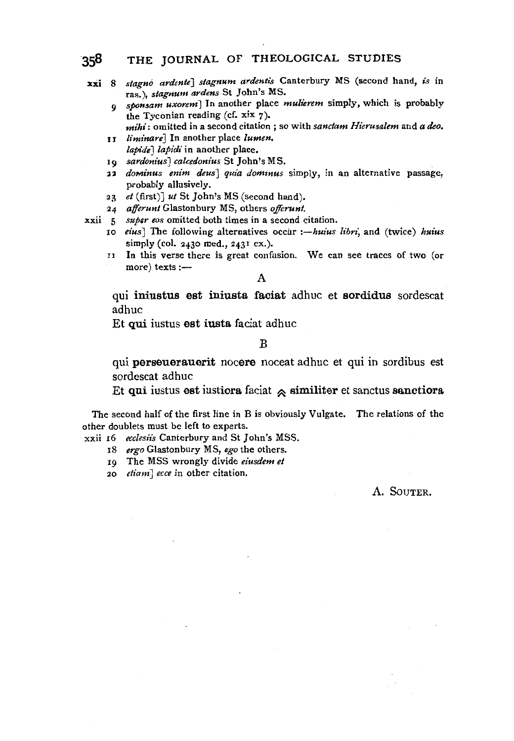xxi 8 *stagno ardente*] *stagnum ardentis* Canterbury MS (second hand, *is* in ras.), *stagnum ardens* St John's MS.

9 *sponsam uxorem*] In another place *mulierem* simply, which is probably the Tyconian reading (cf. xix 7).

*mihi*: omitted in a second citation; so with *sanctam Hierusalem* and *a deo.*

11 *liminare*] In another place *lumen.*

*lapide*] *lapidi* in another place.

19 *sardonius*] *calcedonius* St John's MS.

22 *dominus enim deus*] *quia dominus* simply, in an alternative passage, probably allusively.

23 *et* (first)] *ut* St John's MS (second hand).

24 *afferunt* Glastonbury MS, others *offerunt.*

xxii 5 *super eos* omitted both times in a second citation.

10 *eius*] The following alternatives occur:—*huius libri*, and (twice) *huius* simply (col. 2430 med., 2431 ex.).

11 In this verse there is great confusion. We can see traces of two (or more) texts:—

A

qui **iniustus est iniusta faciat** adhuc et **sordidus** sordescat adhuc

Et **qui** iustus **est iusta** faciat adhuc

B

qui **perseuerauerit** nocere noceat adhuc et qui in sordibus est sordescat adhuc

Et **qui** iustus **est iustiora** faciat ⩞ **similiter** et sanctus **sanctiora**

The second half of the first line in B is obviously Vulgate. The relations of the other doublets must be left to experts.

xxii 16 *ecclesiis* Canterbury and St John's MSS.

18 *ergo* Glastonbury MS, *ego* the others.

19 The MSS wrongly divide *eiusdem et*

20 *etiam*] *ecce* in other citation.

A. Souter.